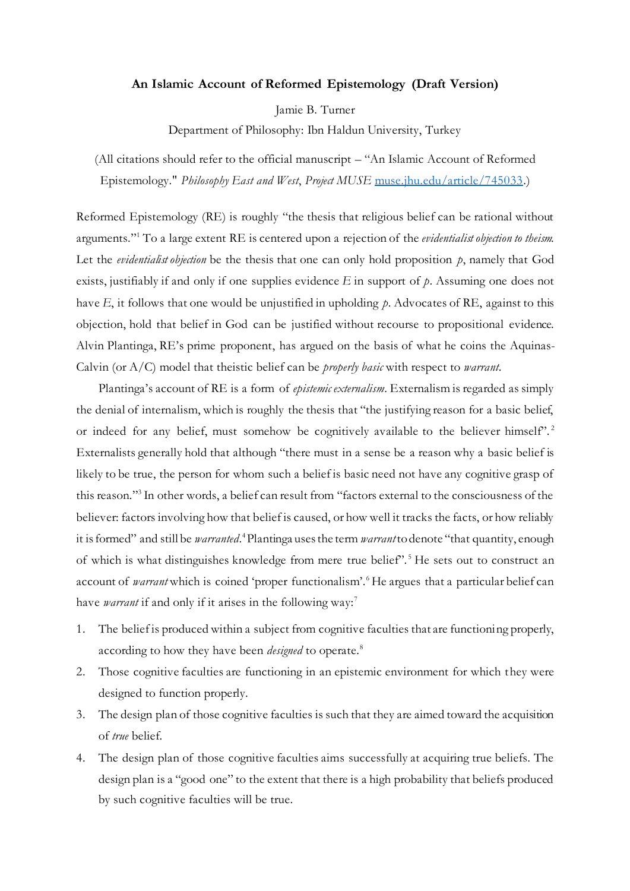**An Islamic Account of Reformed Epistemology (Draft Version)**

Jamie B. Turner

Department of Philosophy: Ibn Haldun University, Turkey

(All citations should refer to the official manuscript – "An Islamic Account of Reformed Epistemology." *Philosophy East and West*, *Project MUSE* muse.jhu.edu/article/745033.)

Reformed Epistemology (RE) is roughly "the thesis that religious belief can be rational without arguments."[1] To a large extent RE is centered upon a rejection of the *evidentialist objection to theism*. Let the *evidentialist objection* be the thesis that one can only hold proposition $p$, namely that God exists, justifiably if and only if one supplies evidence $E$ in support of $p$. Assuming one does not have $E$, it follows that one would be unjustified in upholding $p$. Advocates of RE, against to this objection, hold that belief in God can be justified without recourse to propositional evidence. Alvin Plantinga, RE's prime proponent, has argued on the basis of what he coins the Aquinas-Calvin (or A/C) model that theistic belief can be *properly basic* with respect to *warrant*.

Plantinga's account of RE is a form of *epistemic externalism*. Externalism is regarded as simply the denial of internalism, which is roughly the thesis that "the justifying reason for a basic belief, or indeed for any belief, must somehow be cognitively available to the believer himself".[2] Externalists generally hold that although "there must in a sense be a reason why a basic belief is likely to be true, the person for whom such a belief is basic need not have any cognitive grasp of this reason."[3] In other words, a belief can result from "factors external to the consciousness of the believer: factors involving how that belief is caused, or how well it tracks the facts, or how reliably it is formed" and still be *warranted*.[4] Plantinga uses the term *warrant* to denote "that quantity, enough of which is what distinguishes knowledge from mere true belief".[5] He sets out to construct an account of *warrant* which is coined 'proper functionalism'.[6] He argues that a particular belief can have *warrant* if and only if it arises in the following way:[7]

1. The belief is produced within a subject from cognitive faculties that are functioning properly, according to how they have been *designed* to operate.[8]
2. Those cognitive faculties are functioning in an epistemic environment for which they were designed to function properly.
3. The design plan of those cognitive faculties is such that they are aimed toward the acquisition of *true* belief.
4. The design plan of those cognitive faculties aims successfully at acquiring true beliefs. The design plan is a "good one" to the extent that there is a high probability that beliefs produced by such cognitive faculties will be true.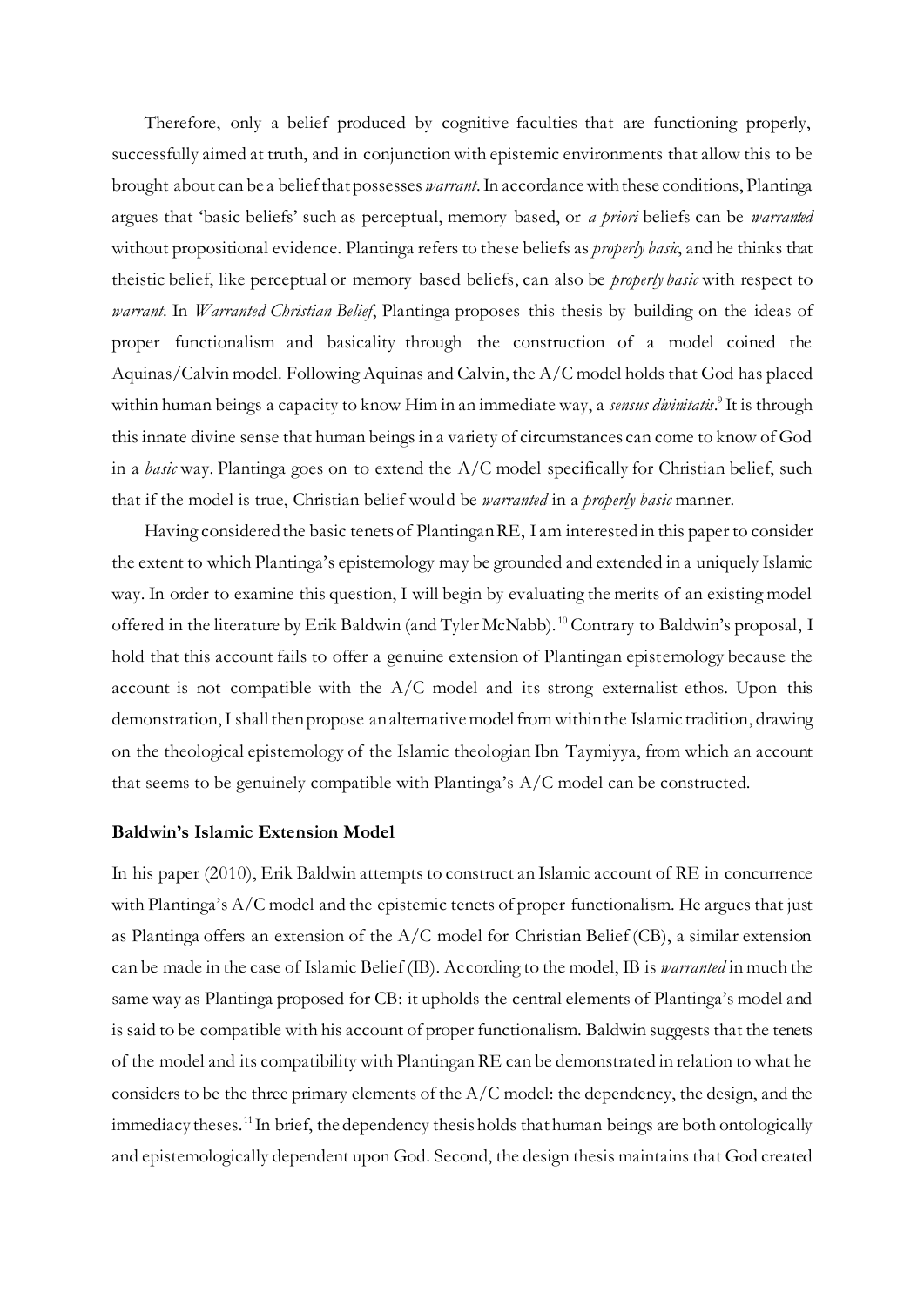Therefore, only a belief produced by cognitive faculties that are functioning properly, successfully aimed at truth, and in conjunction with epistemic environments that allow this to be brought about can be a belief that possesses *warrant*. In accordance with these conditions, Plantinga argues that 'basic beliefs' such as perceptual, memory based, or *a priori* beliefs can be *warranted* without propositional evidence. Plantinga refers to these beliefs as *properly basic*, and he thinks that theistic belief, like perceptual or memory based beliefs, can also be *properly basic* with respect to *warrant*. In *Warranted Christian Belief*, Plantinga proposes this thesis by building on the ideas of proper functionalism and basicality through the construction of a model coined the Aquinas/Calvin model. Following Aquinas and Calvin, the A/C model holds that God has placed within human beings a capacity to know Him in an immediate way, a *sensus divinitatis*.[9] It is through this innate divine sense that human beings in a variety of circumstances can come to know of God in a *basic* way. Plantinga goes on to extend the A/C model specifically for Christian belief, such that if the model is true, Christian belief would be *warranted* in a *properly basic* manner.

Having considered the basic tenets of Plantingan RE, I am interested in this paper to consider the extent to which Plantinga's epistemology may be grounded and extended in a uniquely Islamic way. In order to examine this question, I will begin by evaluating the merits of an existing model offered in the literature by Erik Baldwin (and Tyler McNabb).[10] Contrary to Baldwin's proposal, I hold that this account fails to offer a genuine extension of Plantingan epistemology because the account is not compatible with the A/C model and its strong externalist ethos. Upon this demonstration, I shall then propose an alternative model from within the Islamic tradition, drawing on the theological epistemology of the Islamic theologian Ibn Taymiyya, from which an account that seems to be genuinely compatible with Plantinga's A/C model can be constructed.

**Baldwin's Islamic Extension Model**

In his paper (2010), Erik Baldwin attempts to construct an Islamic account of RE in concurrence with Plantinga's A/C model and the epistemic tenets of proper functionalism. He argues that just as Plantinga offers an extension of the A/C model for Christian Belief (CB), a similar extension can be made in the case of Islamic Belief (IB). According to the model, IB is *warranted* in much the same way as Plantinga proposed for CB: it upholds the central elements of Plantinga's model and is said to be compatible with his account of proper functionalism. Baldwin suggests that the tenets of the model and its compatibility with Plantingan RE can be demonstrated in relation to what he considers to be the three primary elements of the A/C model: the dependency, the design, and the immediacy theses.[11] In brief, the dependency thesis holds that human beings are both ontologically and epistemologically dependent upon God. Second, the design thesis maintains that God created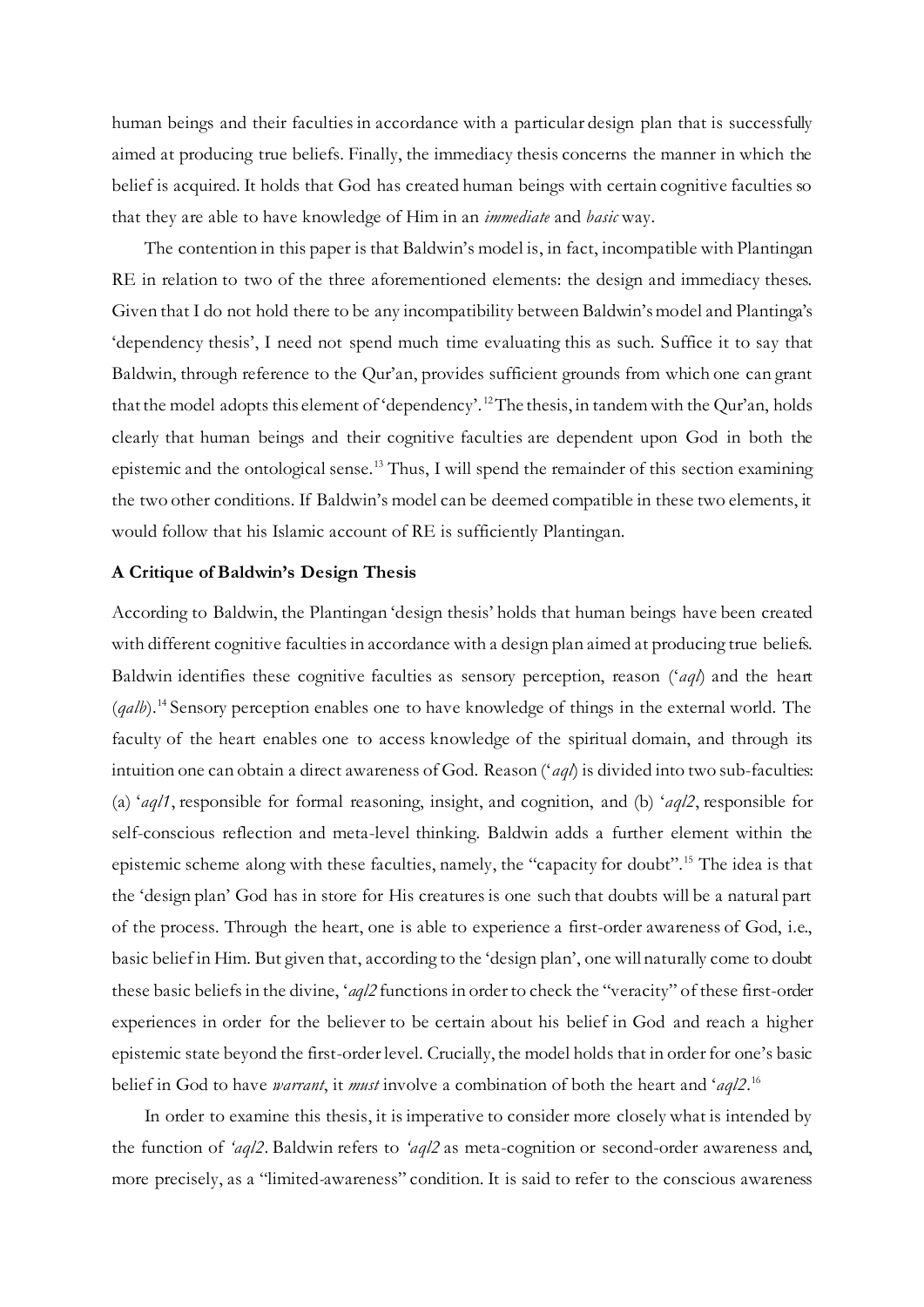human beings and their faculties in accordance with a particular design plan that is successfully aimed at producing true beliefs. Finally, the immediacy thesis concerns the manner in which the belief is acquired. It holds that God has created human beings with certain cognitive faculties so that they are able to have knowledge of Him in an *immediate* and *basic* way.

The contention in this paper is that Baldwin's model is, in fact, incompatible with Plantingan RE in relation to two of the three aforementioned elements: the design and immediacy theses. Given that I do not hold there to be any incompatibility between Baldwin's model and Plantinga's 'dependency thesis', I need not spend much time evaluating this as such. Suffice it to say that Baldwin, through reference to the Qur'an, provides sufficient grounds from which one can grant that the model adopts this element of 'dependency'.[12] The thesis, in tandem with the Qur'an, holds clearly that human beings and their cognitive faculties are dependent upon God in both the epistemic and the ontological sense.[13] Thus, I will spend the remainder of this section examining the two other conditions. If Baldwin's model can be deemed compatible in these two elements, it would follow that his Islamic account of RE is sufficiently Plantingan.

**A Critique of Baldwin's Design Thesis**

According to Baldwin, the Plantingan 'design thesis' holds that human beings have been created with different cognitive faculties in accordance with a design plan aimed at producing true beliefs. Baldwin identifies these cognitive faculties as sensory perception, reason ('*aql*) and the heart (*qalb*).[14] Sensory perception enables one to have knowledge of things in the external world. The faculty of the heart enables one to access knowledge of the spiritual domain, and through its intuition one can obtain a direct awareness of God. Reason ('*aql*) is divided into two sub-faculties: (a) '*aql1*, responsible for formal reasoning, insight, and cognition, and (b) '*aql2*, responsible for self-conscious reflection and meta-level thinking. Baldwin adds a further element within the epistemic scheme along with these faculties, namely, the "capacity for doubt".[15] The idea is that the 'design plan' God has in store for His creatures is one such that doubts will be a natural part of the process. Through the heart, one is able to experience a first-order awareness of God, i.e., basic belief in Him. But given that, according to the 'design plan', one will naturally come to doubt these basic beliefs in the divine, '*aql2* functions in order to check the "veracity" of these first-order experiences in order for the believer to be certain about his belief in God and reach a higher epistemic state beyond the first-order level. Crucially, the model holds that in order for one's basic belief in God to have *warrant*, it *must* involve a combination of both the heart and '*aql2*.[16]

In order to examine this thesis, it is imperative to consider more closely what is intended by the function of *'aql2*. Baldwin refers to *'aql2* as meta-cognition or second-order awareness and, more precisely, as a "limited-awareness" condition. It is said to refer to the conscious awareness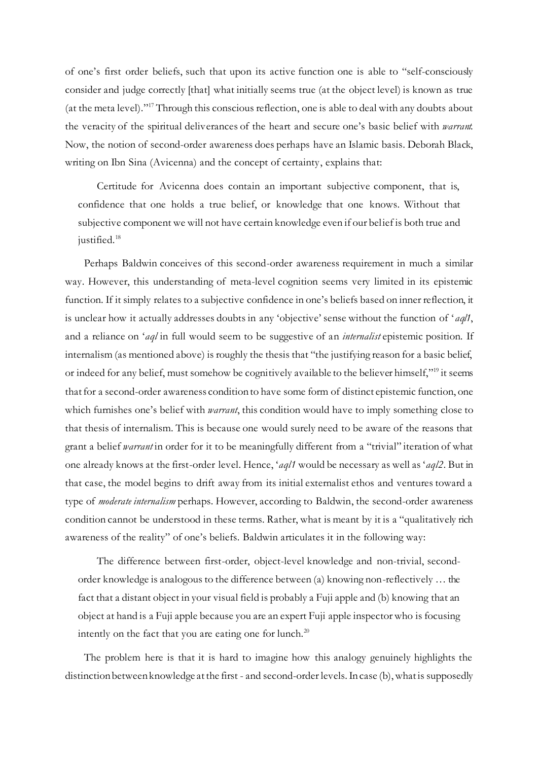of one's first order beliefs, such that upon its active function one is able to "self-consciously consider and judge correctly [that] what initially seems true (at the object level) is known as true (at the meta level)."[17] Through this conscious reflection, one is able to deal with any doubts about the veracity of the spiritual deliverances of the heart and secure one's basic belief with *warrant*. Now, the notion of second-order awareness does perhaps have an Islamic basis. Deborah Black, writing on Ibn Sina (Avicenna) and the concept of certainty, explains that:

> Certitude for Avicenna does contain an important subjective component, that is, confidence that one holds a true belief, or knowledge that one knows. Without that subjective component we will not have certain knowledge even if our belief is both true and justified.[18]

Perhaps Baldwin conceives of this second-order awareness requirement in much a similar way. However, this understanding of meta-level cognition seems very limited in its epistemic function. If it simply relates to a subjective confidence in one's beliefs based on inner reflection, it is unclear how it actually addresses doubts in any 'objective' sense without the function of '*aql1*, and a reliance on '*aql* in full would seem to be suggestive of an *internalist* epistemic position. If internalism (as mentioned above) is roughly the thesis that "the justifying reason for a basic belief, or indeed for any belief, must somehow be cognitively available to the believer himself,"[19] it seems that for a second-order awareness condition to have some form of distinct epistemic function, one which furnishes one's belief with *warrant*, this condition would have to imply something close to that thesis of internalism. This is because one would surely need to be aware of the reasons that grant a belief *warrant* in order for it to be meaningfully different from a "trivial" iteration of what one already knows at the first-order level. Hence, '*aql1* would be necessary as well as '*aql2*. But in that case, the model begins to drift away from its initial externalist ethos and ventures toward a type of *moderate internalism* perhaps. However, according to Baldwin, the second-order awareness condition cannot be understood in these terms. Rather, what is meant by it is a "qualitatively rich awareness of the reality" of one's beliefs. Baldwin articulates it in the following way:

> The difference between first-order, object-level knowledge and non-trivial, second-order knowledge is analogous to the difference between (a) knowing non-reflectively … the fact that a distant object in your visual field is probably a Fuji apple and (b) knowing that an object at hand is a Fuji apple because you are an expert Fuji apple inspector who is focusing intently on the fact that you are eating one for lunch.[20]

The problem here is that it is hard to imagine how this analogy genuinely highlights the distinction between knowledge at the first - and second-order levels. In case (b), what is supposedly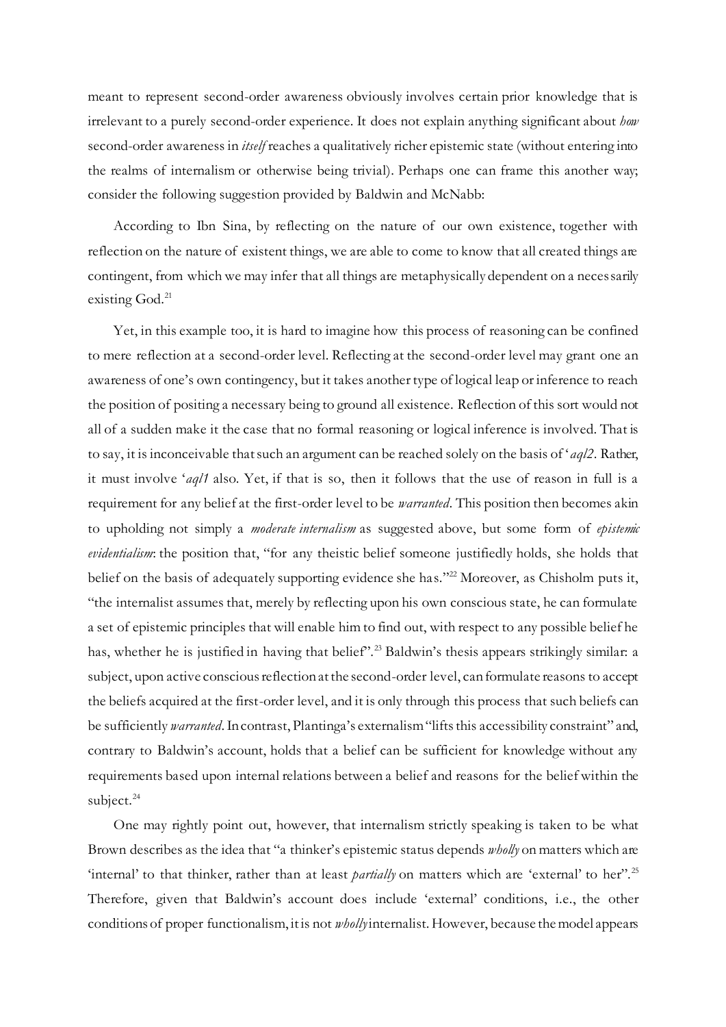meant to represent second-order awareness obviously involves certain prior knowledge that is irrelevant to a purely second-order experience. It does not explain anything significant about *how* second-order awareness in *itself* reaches a qualitatively richer epistemic state (without entering into the realms of internalism or otherwise being trivial). Perhaps one can frame this another way; consider the following suggestion provided by Baldwin and McNabb:

> According to Ibn Sina, by reflecting on the nature of our own existence, together with reflection on the nature of existent things, we are able to come to know that all created things are contingent, from which we may infer that all things are metaphysically dependent on a necessarily existing God.[21]

Yet, in this example too, it is hard to imagine how this process of reasoning can be confined to mere reflection at a second-order level. Reflecting at the second-order level may grant one an awareness of one's own contingency, but it takes another type of logical leap or inference to reach the position of positing a necessary being to ground all existence. Reflection of this sort would not all of a sudden make it the case that no formal reasoning or logical inference is involved. That is to say, it is inconceivable that such an argument can be reached solely on the basis of '*aql2*. Rather, it must involve '*aql1* also. Yet, if that is so, then it follows that the use of reason in full is a requirement for any belief at the first-order level to be *warranted*. This position then becomes akin to upholding not simply a *moderate internalism* as suggested above, but some form of *epistemic evidentialism*: the position that, "for any theistic belief someone justifiedly holds, she holds that belief on the basis of adequately supporting evidence she has."[22] Moreover, as Chisholm puts it, "the internalist assumes that, merely by reflecting upon his own conscious state, he can formulate a set of epistemic principles that will enable him to find out, with respect to any possible belief he has, whether he is justified in having that belief".[23] Baldwin's thesis appears strikingly similar: a subject, upon active conscious reflection at the second-order level, can formulate reasons to accept the beliefs acquired at the first-order level, and it is only through this process that such beliefs can be sufficiently *warranted*. In contrast, Plantinga's externalism "lifts this accessibility constraint" and, contrary to Baldwin's account, holds that a belief can be sufficient for knowledge without any requirements based upon internal relations between a belief and reasons for the belief within the subject.[24]

One may rightly point out, however, that internalism strictly speaking is taken to be what Brown describes as the idea that "a thinker's epistemic status depends *wholly* on matters which are 'internal' to that thinker, rather than at least *partially* on matters which are 'external' to her".[25] Therefore, given that Baldwin's account does include 'external' conditions, i.e., the other conditions of proper functionalism, it is not *wholly* internalist. However, because the model appears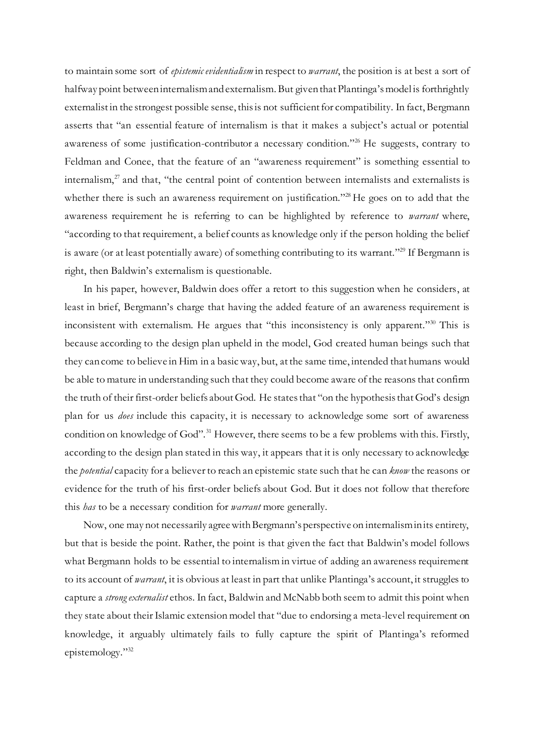to maintain some sort of *epistemic evidentialism* in respect to *warrant*, the position is at best a sort of halfway point between internalism and externalism. But given that Plantinga's model is forthrightly externalist in the strongest possible sense, this is not sufficient for compatibility. In fact, Bergmann asserts that "an essential feature of internalism is that it makes a subject's actual or potential awareness of some justification-contributor a necessary condition."[26] He suggests, contrary to Feldman and Conee, that the feature of an "awareness requirement" is something essential to internalism,[27] and that, "the central point of contention between internalists and externalists is whether there is such an awareness requirement on justification."[28] He goes on to add that the awareness requirement he is referring to can be highlighted by reference to *warrant* where, "according to that requirement, a belief counts as knowledge only if the person holding the belief is aware (or at least potentially aware) of something contributing to its warrant."[29] If Bergmann is right, then Baldwin's externalism is questionable.

In his paper, however, Baldwin does offer a retort to this suggestion when he considers, at least in brief, Bergmann's charge that having the added feature of an awareness requirement is inconsistent with externalism. He argues that "this inconsistency is only apparent."[30] This is because according to the design plan upheld in the model, God created human beings such that they can come to believe in Him in a basic way, but, at the same time, intended that humans would be able to mature in understanding such that they could become aware of the reasons that confirm the truth of their first-order beliefs about God. He states that "on the hypothesis that God's design plan for us *does* include this capacity, it is necessary to acknowledge some sort of awareness condition on knowledge of God".[31] However, there seems to be a few problems with this. Firstly, according to the design plan stated in this way, it appears that it is only necessary to acknowledge the *potential* capacity for a believer to reach an epistemic state such that he can *know* the reasons or evidence for the truth of his first-order beliefs about God. But it does not follow that therefore this *has* to be a necessary condition for *warrant* more generally.

Now, one may not necessarily agree with Bergmann's perspective on internalism in its entirety, but that is beside the point. Rather, the point is that given the fact that Baldwin's model follows what Bergmann holds to be essential to internalism in virtue of adding an awareness requirement to its account of *warrant*, it is obvious at least in part that unlike Plantinga's account, it struggles to capture a *strong externalist* ethos. In fact, Baldwin and McNabb both seem to admit this point when they state about their Islamic extension model that "due to endorsing a meta-level requirement on knowledge, it arguably ultimately fails to fully capture the spirit of Plantinga's reformed epistemology."[32]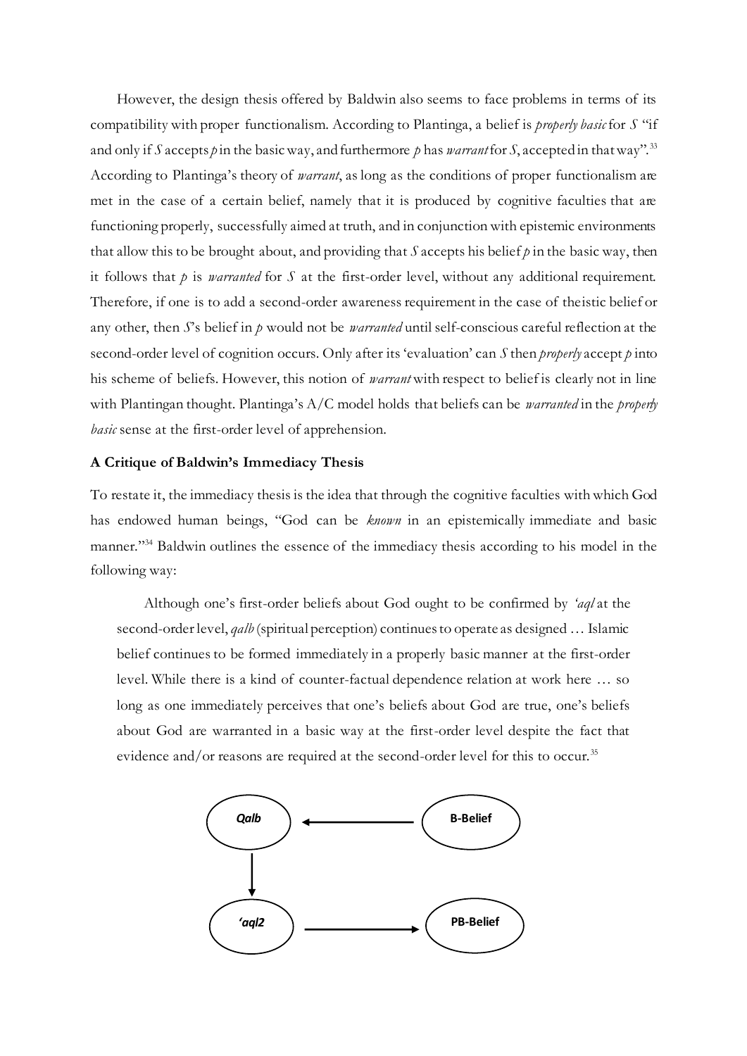However, the design thesis offered by Baldwin also seems to face problems in terms of its compatibility with proper functionalism. According to Plantinga, a belief is *properly basic* for *S* "if and only if *S* accepts *p* in the basic way, and furthermore *p* has *warrant* for *S*, accepted in that way".[33] According to Plantinga's theory of *warrant*, as long as the conditions of proper functionalism are met in the case of a certain belief, namely that it is produced by cognitive faculties that are functioning properly, successfully aimed at truth, and in conjunction with epistemic environments that allow this to be brought about, and providing that *S* accepts his belief *p* in the basic way, then it follows that *p* is *warranted* for *S* at the first-order level, without any additional requirement. Therefore, if one is to add a second-order awareness requirement in the case of theistic belief or any other, then *S*'s belief in *p* would not be *warranted* until self-conscious careful reflection at the second-order level of cognition occurs. Only after its 'evaluation' can *S* then *properly* accept *p* into his scheme of beliefs. However, this notion of *warrant* with respect to belief is clearly not in line with Plantingan thought. Plantinga's A/C model holds that beliefs can be *warranted* in the *properly basic* sense at the first-order level of apprehension.

### A Critique of Baldwin's Immediacy Thesis

To restate it, the immediacy thesis is the idea that through the cognitive faculties with which God has endowed human beings, "God can be *known* in an epistemically immediate and basic manner."[34] Baldwin outlines the essence of the immediacy thesis according to his model in the following way:

> Although one's first-order beliefs about God ought to be confirmed by *'aql* at the second-order level, *qalb* (spiritual perception) continues to operate as designed … Islamic belief continues to be formed immediately in a properly basic manner at the first-order level. While there is a kind of counter-factual dependence relation at work here … so long as one immediately perceives that one's beliefs about God are true, one's beliefs about God are warranted in a basic way at the first-order level despite the fact that evidence and/or reasons are required at the second-order level for this to occur.[35]

*Qalb*

B-Belief

*'aql2*

PB-Belief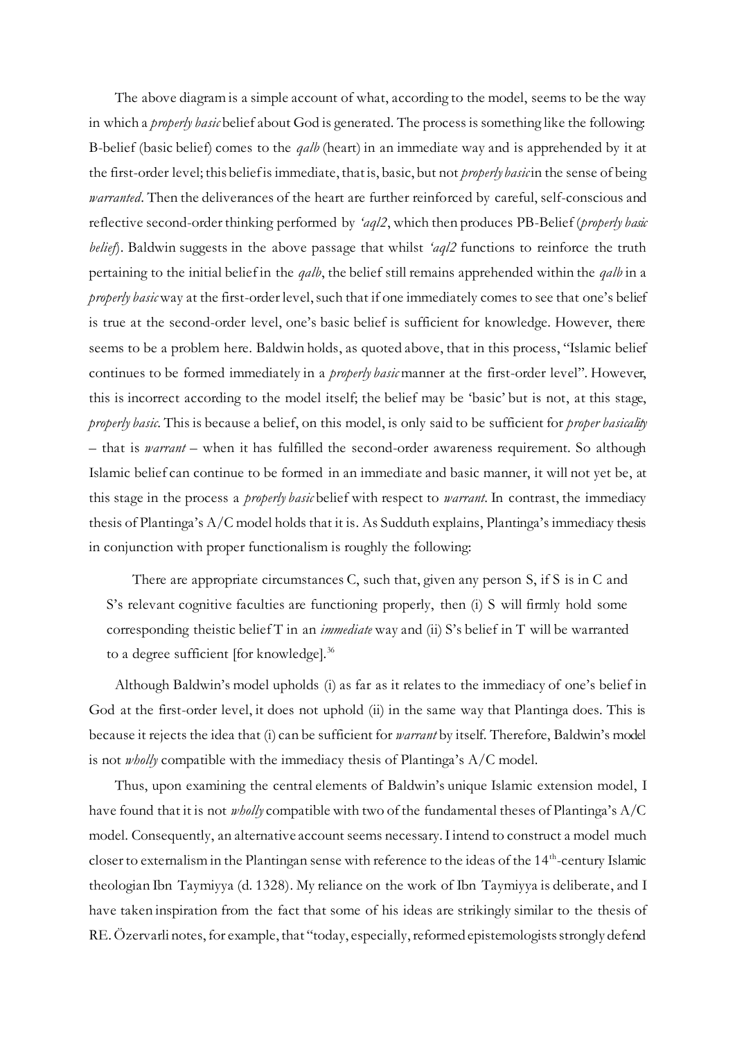The above diagram is a simple account of what, according to the model, seems to be the way in which a *properly basic* belief about God is generated. The process is something like the following: B-belief (basic belief) comes to the *qalb* (heart) in an immediate way and is apprehended by it at the first-order level; this belief is immediate, that is, basic, but not *properly basic* in the sense of being *warranted*. Then the deliverances of the heart are further reinforced by careful, self-conscious and reflective second-order thinking performed by *'aql2*, which then produces PB-Belief (*properly basic belief*). Baldwin suggests in the above passage that whilst *'aql2* functions to reinforce the truth pertaining to the initial belief in the *qalb*, the belief still remains apprehended within the *qalb* in a *properly basic* way at the first-order level, such that if one immediately comes to see that one's belief is true at the second-order level, one's basic belief is sufficient for knowledge. However, there seems to be a problem here. Baldwin holds, as quoted above, that in this process, "Islamic belief continues to be formed immediately in a *properly basic* manner at the first-order level". However, this is incorrect according to the model itself; the belief may be 'basic' but is not, at this stage, *properly basic*. This is because a belief, on this model, is only said to be sufficient for *proper basicality* – that is *warrant* – when it has fulfilled the second-order awareness requirement. So although Islamic belief can continue to be formed in an immediate and basic manner, it will not yet be, at this stage in the process a *properly basic* belief with respect to *warrant*. In contrast, the immediacy thesis of Plantinga's A/C model holds that it is. As Sudduth explains, Plantinga's immediacy thesis in conjunction with proper functionalism is roughly the following:

> There are appropriate circumstances C, such that, given any person S, if S is in C and S's relevant cognitive faculties are functioning properly, then (i) S will firmly hold some corresponding theistic belief T in an *immediate* way and (ii) S's belief in T will be warranted to a degree sufficient [for knowledge].[36]

Although Baldwin's model upholds (i) as far as it relates to the immediacy of one's belief in God at the first-order level, it does not uphold (ii) in the same way that Plantinga does. This is because it rejects the idea that (i) can be sufficient for *warrant* by itself. Therefore, Baldwin's model is not *wholly* compatible with the immediacy thesis of Plantinga's A/C model.

Thus, upon examining the central elements of Baldwin's unique Islamic extension model, I have found that it is not *wholly* compatible with two of the fundamental theses of Plantinga's A/C model. Consequently, an alternative account seems necessary. I intend to construct a model much closer to externalism in the Plantingan sense with reference to the ideas of the 14th-century Islamic theologian Ibn Taymiyya (d. 1328). My reliance on the work of Ibn Taymiyya is deliberate, and I have taken inspiration from the fact that some of his ideas are strikingly similar to the thesis of RE. Özervarli notes, for example, that "today, especially, reformed epistemologists strongly defend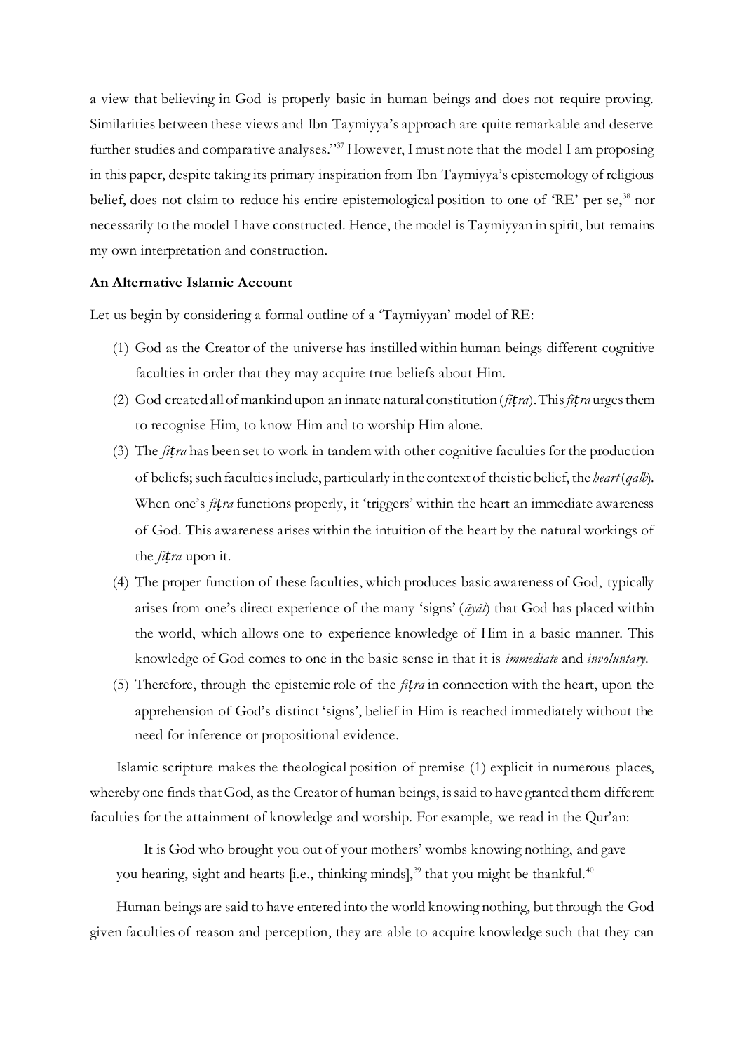a view that believing in God is properly basic in human beings and does not require proving. Similarities between these views and Ibn Taymiyya's approach are quite remarkable and deserve further studies and comparative analyses."[37] However, I must note that the model I am proposing in this paper, despite taking its primary inspiration from Ibn Taymiyya's epistemology of religious belief, does not claim to reduce his entire epistemological position to one of 'RE' per se,[38] nor necessarily to the model I have constructed. Hence, the model is Taymiyyan in spirit, but remains my own interpretation and construction.

**An Alternative Islamic Account**

Let us begin by considering a formal outline of a 'Taymiyyan' model of RE:

(1) God as the Creator of the universe has instilled within human beings different cognitive faculties in order that they may acquire true beliefs about Him.

(2) God created all of mankind upon an innate natural constitution (*fiṭra*). This *fiṭra* urges them to recognise Him, to know Him and to worship Him alone.

(3) The *fiṭra* has been set to work in tandem with other cognitive faculties for the production of beliefs; such faculties include, particularly in the context of theistic belief, the *heart* (*qalb*). When one's *fiṭra* functions properly, it 'triggers' within the heart an immediate awareness of God. This awareness arises within the intuition of the heart by the natural workings of the *fiṭra* upon it.

(4) The proper function of these faculties, which produces basic awareness of God, typically arises from one's direct experience of the many 'signs' (*āyāt*) that God has placed within the world, which allows one to experience knowledge of Him in a basic manner. This knowledge of God comes to one in the basic sense in that it is *immediate* and *involuntary*.

(5) Therefore, through the epistemic role of the *fiṭra* in connection with the heart, upon the apprehension of God's distinct 'signs', belief in Him is reached immediately without the need for inference or propositional evidence.

Islamic scripture makes the theological position of premise (1) explicit in numerous places, whereby one finds that God, as the Creator of human beings, is said to have granted them different faculties for the attainment of knowledge and worship. For example, we read in the Qur'an:

> It is God who brought you out of your mothers' wombs knowing nothing, and gave you hearing, sight and hearts [i.e., thinking minds],[39] that you might be thankful.[40]

Human beings are said to have entered into the world knowing nothing, but through the God given faculties of reason and perception, they are able to acquire knowledge such that they can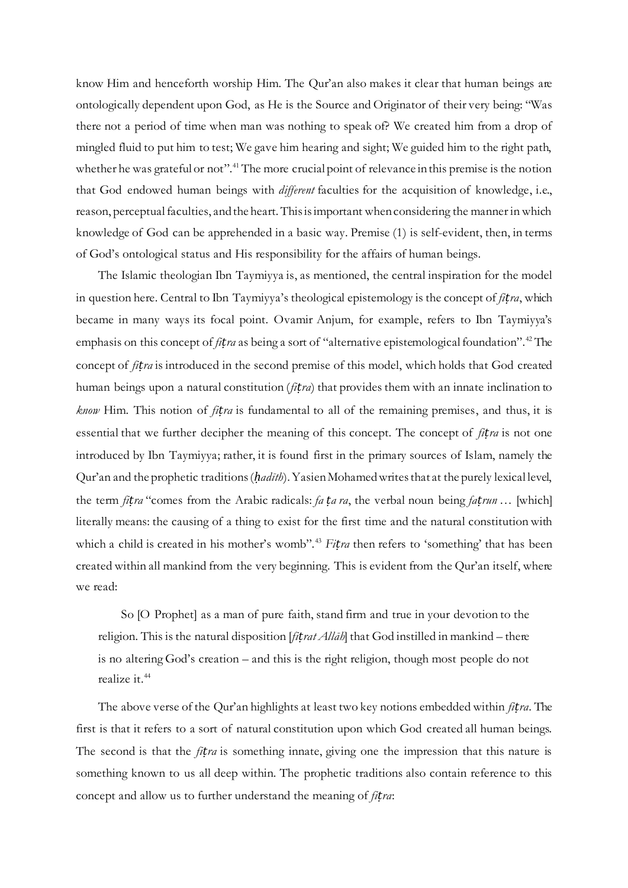know Him and henceforth worship Him. The Qur'an also makes it clear that human beings are ontologically dependent upon God, as He is the Source and Originator of their very being: "Was there not a period of time when man was nothing to speak of? We created him from a drop of mingled fluid to put him to test; We gave him hearing and sight; We guided him to the right path, whether he was grateful or not".[41] The more crucial point of relevance in this premise is the notion that God endowed human beings with *different* faculties for the acquisition of knowledge, i.e., reason, perceptual faculties, and the heart. This is important when considering the manner in which knowledge of God can be apprehended in a basic way. Premise (1) is self-evident, then, in terms of God's ontological status and His responsibility for the affairs of human beings.

The Islamic theologian Ibn Taymiyya is, as mentioned, the central inspiration for the model in question here. Central to Ibn Taymiyya's theological epistemology is the concept of *fiṭra*, which became in many ways its focal point. Ovamir Anjum, for example, refers to Ibn Taymiyya's emphasis on this concept of *fiṭra* as being a sort of "alternative epistemological foundation".[42] The concept of *fiṭra* is introduced in the second premise of this model, which holds that God created human beings upon a natural constitution (*fiṭra*) that provides them with an innate inclination to *know* Him. This notion of *fiṭra* is fundamental to all of the remaining premises, and thus, it is essential that we further decipher the meaning of this concept. The concept of *fiṭra* is not one introduced by Ibn Taymiyya; rather, it is found first in the primary sources of Islam, namely the Qur'an and the prophetic traditions (*ḥadīth*). Yasien Mohamed writes that at the purely lexical level, the term *fiṭra* "comes from the Arabic radicals: *fa ṭa ra*, the verbal noun being *faṭrun* … [which] literally means: the causing of a thing to exist for the first time and the natural constitution with which a child is created in his mother's womb".[43] *Fiṭra* then refers to 'something' that has been created within all mankind from the very beginning. This is evident from the Qur'an itself, where we read:

> So [O Prophet] as a man of pure faith, stand firm and true in your devotion to the religion. This is the natural disposition [*fiṭrat Allāh*] that God instilled in mankind – there is no altering God's creation – and this is the right religion, though most people do not realize it.[44]

The above verse of the Qur'an highlights at least two key notions embedded within *fiṭra*. The first is that it refers to a sort of natural constitution upon which God created all human beings. The second is that the *fiṭra* is something innate, giving one the impression that this nature is something known to us all deep within. The prophetic traditions also contain reference to this concept and allow us to further understand the meaning of *fiṭra*: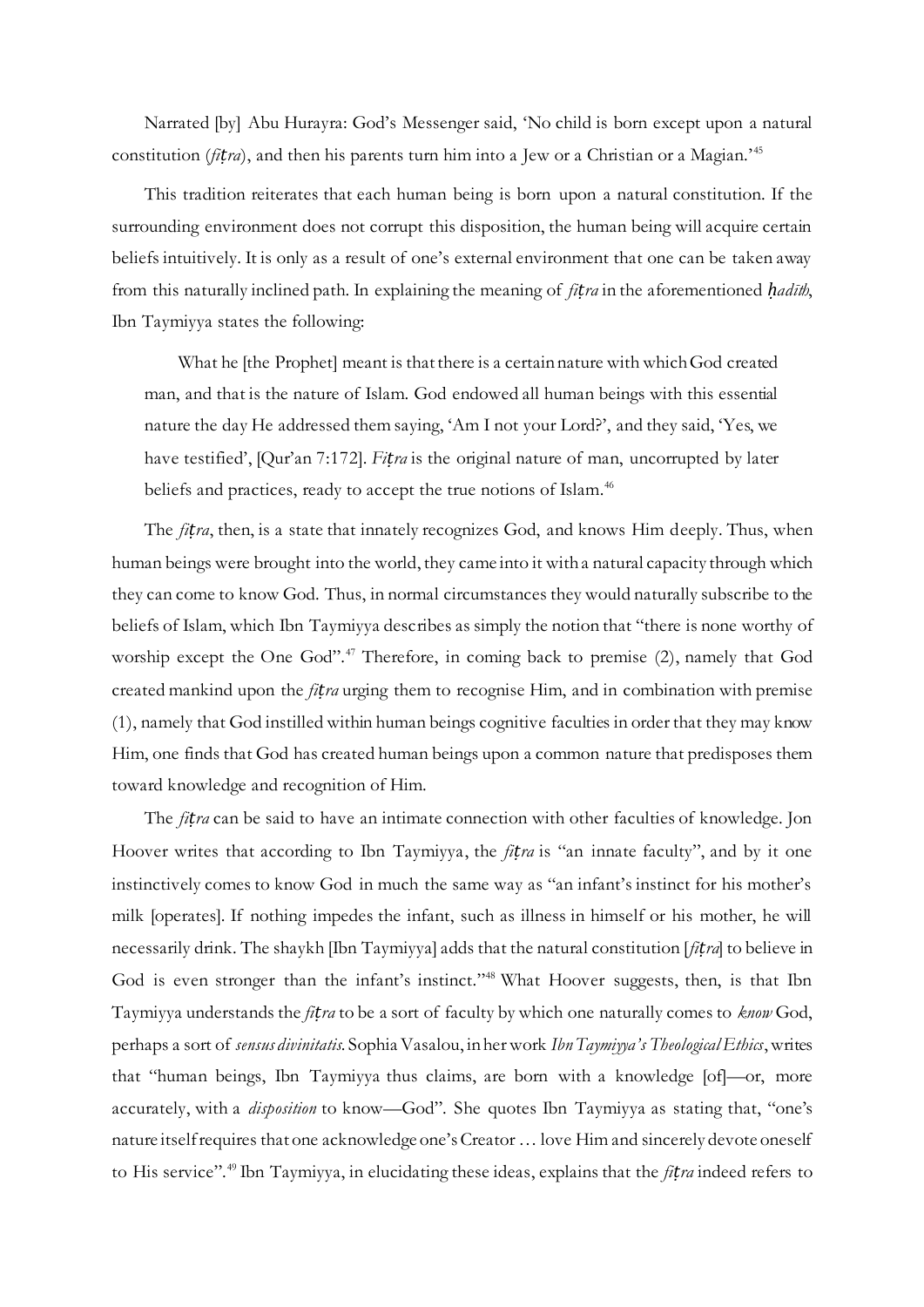Narrated [by] Abu Hurayra: God's Messenger said, 'No child is born except upon a natural constitution (*fiṭra*), and then his parents turn him into a Jew or a Christian or a Magian.'[45]

This tradition reiterates that each human being is born upon a natural constitution. If the surrounding environment does not corrupt this disposition, the human being will acquire certain beliefs intuitively. It is only as a result of one's external environment that one can be taken away from this naturally inclined path. In explaining the meaning of *fiṭra* in the aforementioned *ḥadīth*, Ibn Taymiyya states the following:

> What he [the Prophet] meant is that there is a certain nature with which God created man, and that is the nature of Islam. God endowed all human beings with this essential nature the day He addressed them saying, 'Am I not your Lord?', and they said, 'Yes, we have testified', [Qur'an 7:172]. *Fiṭra* is the original nature of man, uncorrupted by later beliefs and practices, ready to accept the true notions of Islam.[46]

The *fiṭra*, then, is a state that innately recognizes God, and knows Him deeply. Thus, when human beings were brought into the world, they came into it with a natural capacity through which they can come to know God. Thus, in normal circumstances they would naturally subscribe to the beliefs of Islam, which Ibn Taymiyya describes as simply the notion that "there is none worthy of worship except the One God".[47] Therefore, in coming back to premise (2), namely that God created mankind upon the *fiṭra* urging them to recognise Him, and in combination with premise (1), namely that God instilled within human beings cognitive faculties in order that they may know Him, one finds that God has created human beings upon a common nature that predisposes them toward knowledge and recognition of Him.

The *fiṭra* can be said to have an intimate connection with other faculties of knowledge. Jon Hoover writes that according to Ibn Taymiyya, the *fiṭra* is "an innate faculty", and by it one instinctively comes to know God in much the same way as "an infant's instinct for his mother's milk [operates]. If nothing impedes the infant, such as illness in himself or his mother, he will necessarily drink. The shaykh [Ibn Taymiyya] adds that the natural constitution [*fiṭra*] to believe in God is even stronger than the infant's instinct."[48] What Hoover suggests, then, is that Ibn Taymiyya understands the *fiṭra* to be a sort of faculty by which one naturally comes to *know* God, perhaps a sort of *sensus divinitatis*. Sophia Vasalou, in her work *Ibn Taymiyya's Theological Ethics*, writes that "human beings, Ibn Taymiyya thus claims, are born with a knowledge [of]—or, more accurately, with a *disposition* to know—God". She quotes Ibn Taymiyya as stating that, "one's nature itself requires that one acknowledge one's Creator … love Him and sincerely devote oneself to His service".[49] Ibn Taymiyya, in elucidating these ideas, explains that the *fiṭra* indeed refers to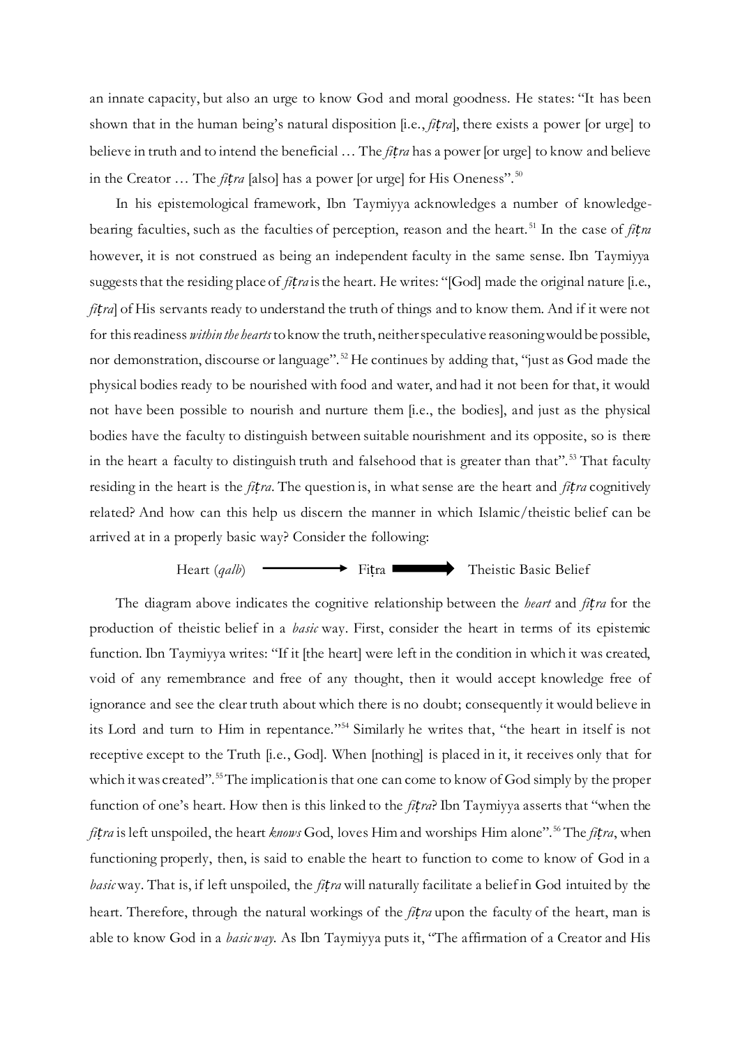an innate capacity, but also an urge to know God and moral goodness. He states: "It has been shown that in the human being's natural disposition [i.e., *fiṭra*], there exists a power [or urge] to believe in truth and to intend the beneficial … The *fiṭra* has a power [or urge] to know and believe in the Creator … The *fiṭra* [also] has a power [or urge] for His Oneness".[50]

In his epistemological framework, Ibn Taymiyya acknowledges a number of knowledge-bearing faculties, such as the faculties of perception, reason and the heart.[51] In the case of *fiṭra* however, it is not construed as being an independent faculty in the same sense. Ibn Taymiyya suggests that the residing place of *fiṭra* is the heart. He writes: "[God] made the original nature [i.e., *fiṭra*] of His servants ready to understand the truth of things and to know them. And if it were not for this readiness *within the hearts* to know the truth, neither speculative reasoning would be possible, nor demonstration, discourse or language".[52] He continues by adding that, "just as God made the physical bodies ready to be nourished with food and water, and had it not been for that, it would not have been possible to nourish and nurture them [i.e., the bodies], and just as the physical bodies have the faculty to distinguish between suitable nourishment and its opposite, so is there in the heart a faculty to distinguish truth and falsehood that is greater than that".[53] That faculty residing in the heart is the *fiṭra*. The question is, in what sense are the heart and *fiṭra* cognitively related? And how can this help us discern the manner in which Islamic/theistic belief can be arrived at in a properly basic way? Consider the following:

Heart (*qalb*) ⟶ Fiṭra ➡ Theistic Basic Belief

The diagram above indicates the cognitive relationship between the *heart* and *fiṭra* for the production of theistic belief in a *basic* way. First, consider the heart in terms of its epistemic function. Ibn Taymiyya writes: "If it [the heart] were left in the condition in which it was created, void of any remembrance and free of any thought, then it would accept knowledge free of ignorance and see the clear truth about which there is no doubt; consequently it would believe in its Lord and turn to Him in repentance."[54] Similarly he writes that, "the heart in itself is not receptive except to the Truth [i.e., God]. When [nothing] is placed in it, it receives only that for which it was created".[55] The implication is that one can come to know of God simply by the proper function of one's heart. How then is this linked to the *fiṭra*? Ibn Taymiyya asserts that "when the *fiṭra* is left unspoiled, the heart *knows* God, loves Him and worships Him alone".[56] The *fiṭra*, when functioning properly, then, is said to enable the heart to function to come to know of God in a *basic* way. That is, if left unspoiled, the *fiṭra* will naturally facilitate a belief in God intuited by the heart. Therefore, through the natural workings of the *fiṭra* upon the faculty of the heart, man is able to know God in a *basic way*. As Ibn Taymiyya puts it, "The affirmation of a Creator and His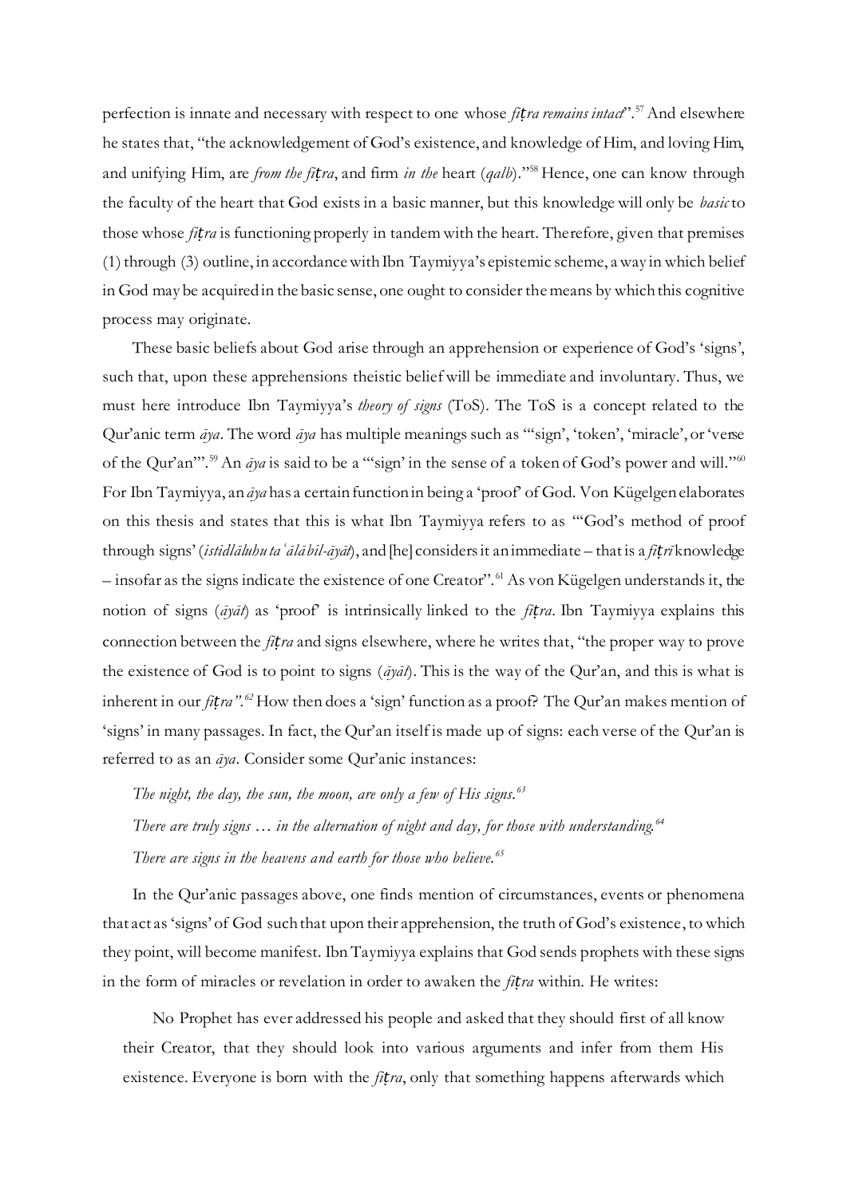perfection is innate and necessary with respect to one whose *fiṭra remains intact*".[57] And elsewhere he states that, "the acknowledgement of God's existence, and knowledge of Him, and loving Him, and unifying Him, are *from the fiṭra*, and firm *in the* heart (*qalb*)."[58] Hence, one can know through the faculty of the heart that God exists in a basic manner, but this knowledge will only be *basic* to those whose *fiṭra* is functioning properly in tandem with the heart. Therefore, given that premises (1) through (3) outline, in accordance with Ibn Taymiyya's epistemic scheme, a way in which belief in God may be acquired in the basic sense, one ought to consider the means by which this cognitive process may originate.

These basic beliefs about God arise through an apprehension or experience of God's 'signs', such that, upon these apprehensions theistic belief will be immediate and involuntary. Thus, we must here introduce Ibn Taymiyya's *theory of signs* (ToS). The ToS is a concept related to the Qur'anic term *āya*. The word *āya* has multiple meanings such as "'sign', 'token', 'miracle', or 'verse of the Qur'an'".[59] An *āya* is said to be a "'sign' in the sense of a token of God's power and will."[60] For Ibn Taymiyya, an *āya* has a certain function in being a 'proof' of God. Von Kügelgen elaborates on this thesis and states that this is what Ibn Taymiyya refers to as "'God's method of proof through signs' (*istidlāluhu taʿālā bil-āyāt*), and [he] considers it an immediate – that is a *fiṭrī* knowledge – insofar as the signs indicate the existence of one Creator".[61] As von Kügelgen understands it, the notion of signs (*āyāt*) as 'proof' is intrinsically linked to the *fiṭra*. Ibn Taymiyya explains this connection between the *fiṭra* and signs elsewhere, where he writes that, "the proper way to prove the existence of God is to point to signs (*āyāt*). This is the way of the Qur'an, and this is what is inherent in our *fiṭra*".[62] How then does a 'sign' function as a proof? The Qur'an makes mention of 'signs' in many passages. In fact, the Qur'an itself is made up of signs: each verse of the Qur'an is referred to as an *āya*. Consider some Qur'anic instances:

*The night, the day, the sun, the moon, are only a few of His signs.*[63]

*There are truly signs … in the alternation of night and day, for those with understanding.*[64]

*There are signs in the heavens and earth for those who believe.*[65]

In the Qur'anic passages above, one finds mention of circumstances, events or phenomena that act as 'signs' of God such that upon their apprehension, the truth of God's existence, to which they point, will become manifest. Ibn Taymiyya explains that God sends prophets with these signs in the form of miracles or revelation in order to awaken the *fiṭra* within. He writes:

> No Prophet has ever addressed his people and asked that they should first of all know their Creator, that they should look into various arguments and infer from them His existence. Everyone is born with the *fiṭra*, only that something happens afterwards which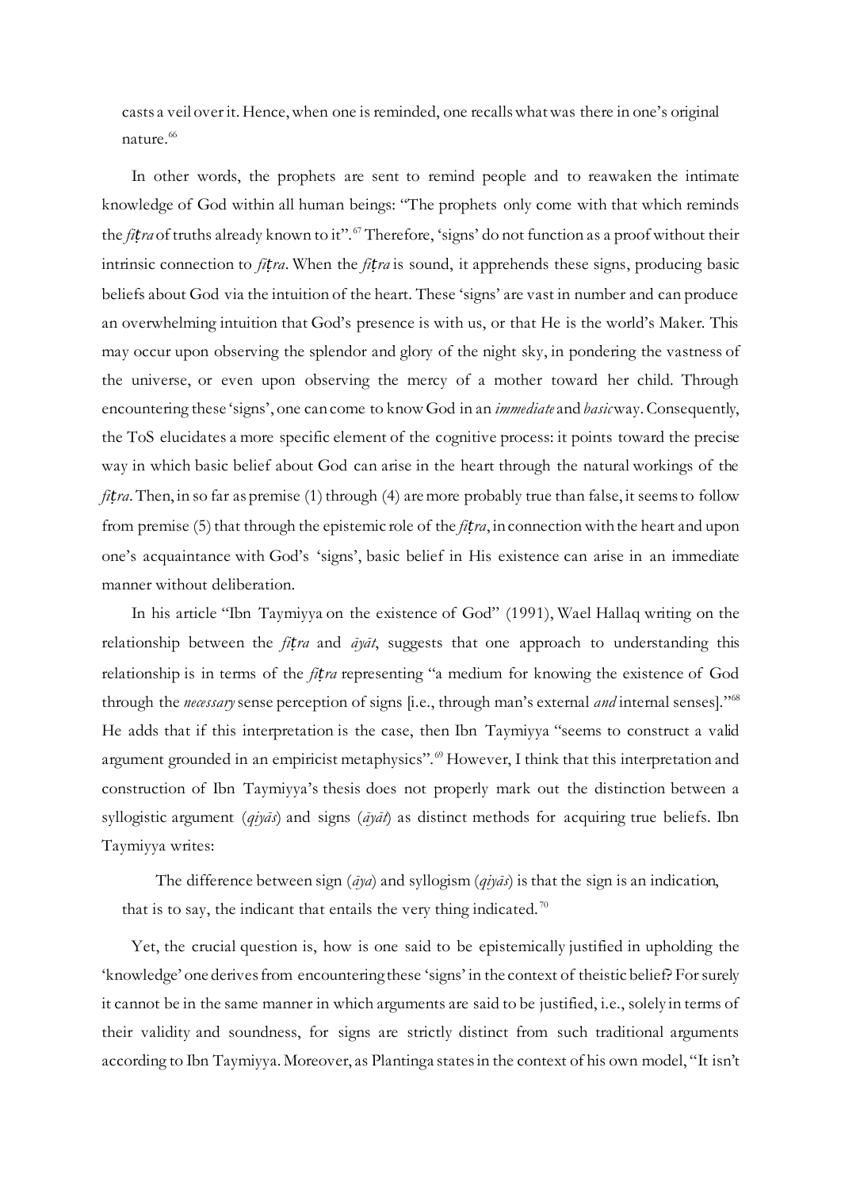casts a veil over it. Hence, when one is reminded, one recalls what was there in one's original nature.[66]

In other words, the prophets are sent to remind people and to reawaken the intimate knowledge of God within all human beings: "The prophets only come with that which reminds the *fiṭra* of truths already known to it".[67] Therefore, 'signs' do not function as a proof without their intrinsic connection to *fiṭra*. When the *fiṭra* is sound, it apprehends these signs, producing basic beliefs about God via the intuition of the heart. These 'signs' are vast in number and can produce an overwhelming intuition that God's presence is with us, or that He is the world's Maker. This may occur upon observing the splendor and glory of the night sky, in pondering the vastness of the universe, or even upon observing the mercy of a mother toward her child. Through encountering these 'signs', one can come to know God in an *immediate* and *basic* way. Consequently, the ToS elucidates a more specific element of the cognitive process: it points toward the precise way in which basic belief about God can arise in the heart through the natural workings of the *fiṭra*. Then, in so far as premise (1) through (4) are more probably true than false, it seems to follow from premise (5) that through the epistemic role of the *fiṭra*, in connection with the heart and upon one's acquaintance with God's 'signs', basic belief in His existence can arise in an immediate manner without deliberation.

In his article "Ibn Taymiyya on the existence of God" (1991), Wael Hallaq writing on the relationship between the *fiṭra* and *āyāt*, suggests that one approach to understanding this relationship is in terms of the *fiṭra* representing "a medium for knowing the existence of God through the *necessary* sense perception of signs [i.e., through man's external *and* internal senses]."[68] He adds that if this interpretation is the case, then Ibn Taymiyya "seems to construct a valid argument grounded in an empiricist metaphysics".[69] However, I think that this interpretation and construction of Ibn Taymiyya's thesis does not properly mark out the distinction between a syllogistic argument (*qiyās*) and signs (*āyāt*) as distinct methods for acquiring true beliefs. Ibn Taymiyya writes:

> The difference between sign (*āya*) and syllogism (*qiyās*) is that the sign is an indication, that is to say, the indicant that entails the very thing indicated.[70]

Yet, the crucial question is, how is one said to be epistemically justified in upholding the 'knowledge' one derives from encountering these 'signs' in the context of theistic belief? For surely it cannot be in the same manner in which arguments are said to be justified, i.e., solely in terms of their validity and soundness, for signs are strictly distinct from such traditional arguments according to Ibn Taymiyya. Moreover, as Plantinga states in the context of his own model, "It isn't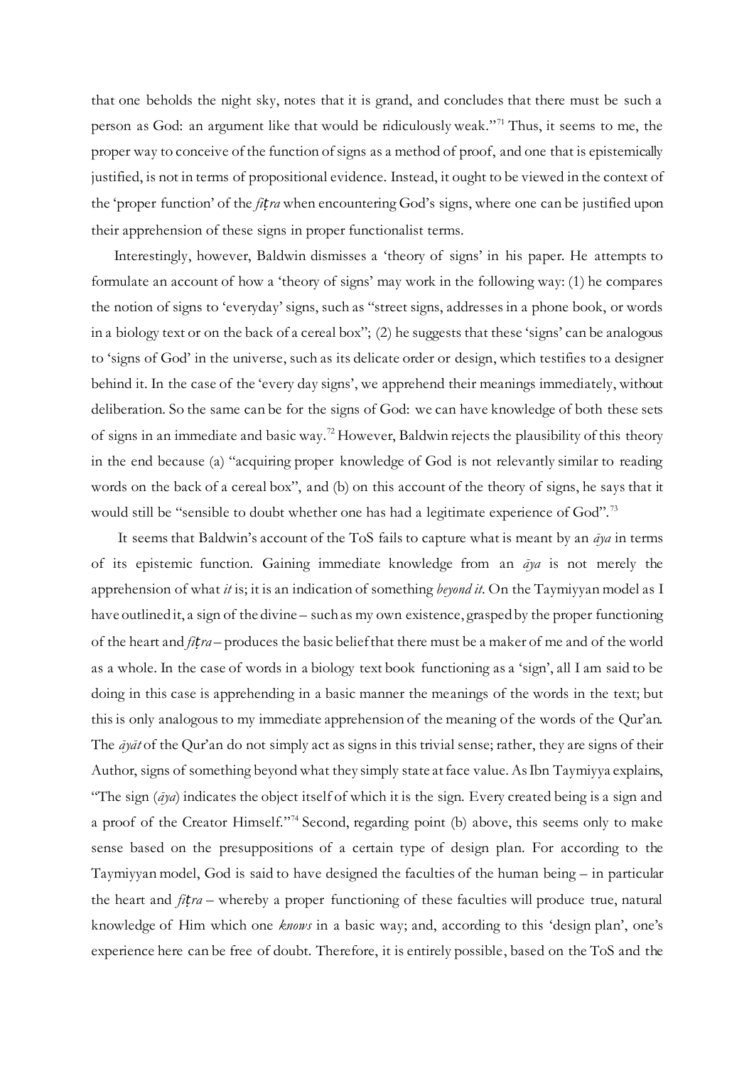that one beholds the night sky, notes that it is grand, and concludes that there must be such a person as God: an argument like that would be ridiculously weak."[71] Thus, it seems to me, the proper way to conceive of the function of signs as a method of proof, and one that is epistemically justified, is not in terms of propositional evidence. Instead, it ought to be viewed in the context of the 'proper function' of the *fiṭra* when encountering God's signs, where one can be justified upon their apprehension of these signs in proper functionalist terms.

Interestingly, however, Baldwin dismisses a 'theory of signs' in his paper. He attempts to formulate an account of how a 'theory of signs' may work in the following way: (1) he compares the notion of signs to 'everyday' signs, such as "street signs, addresses in a phone book, or words in a biology text or on the back of a cereal box"; (2) he suggests that these 'signs' can be analogous to 'signs of God' in the universe, such as its delicate order or design, which testifies to a designer behind it. In the case of the 'every day signs', we apprehend their meanings immediately, without deliberation. So the same can be for the signs of God: we can have knowledge of both these sets of signs in an immediate and basic way.[72] However, Baldwin rejects the plausibility of this theory in the end because (a) "acquiring proper knowledge of God is not relevantly similar to reading words on the back of a cereal box", and (b) on this account of the theory of signs, he says that it would still be "sensible to doubt whether one has had a legitimate experience of God".[73]

It seems that Baldwin's account of the ToS fails to capture what is meant by an *āya* in terms of its epistemic function. Gaining immediate knowledge from an *āya* is not merely the apprehension of what *it* is; it is an indication of something *beyond it*. On the Taymiyyan model as I have outlined it, a sign of the divine – such as my own existence, grasped by the proper functioning of the heart and *fiṭra* – produces the basic belief that there must be a maker of me and of the world as a whole. In the case of words in a biology text book functioning as a 'sign', all I am said to be doing in this case is apprehending in a basic manner the meanings of the words in the text; but this is only analogous to my immediate apprehension of the meaning of the words of the Qur'an. The *āyāt* of the Qur'an do not simply act as signs in this trivial sense; rather, they are signs of their Author, signs of something beyond what they simply state at face value. As Ibn Taymiyya explains, "The sign (*āya*) indicates the object itself of which it is the sign. Every created being is a sign and a proof of the Creator Himself."[74] Second, regarding point (b) above, this seems only to make sense based on the presuppositions of a certain type of design plan. For according to the Taymiyyan model, God is said to have designed the faculties of the human being – in particular the heart and *fiṭra* – whereby a proper functioning of these faculties will produce true, natural knowledge of Him which one *knows* in a basic way; and, according to this 'design plan', one's experience here can be free of doubt. Therefore, it is entirely possible, based on the ToS and the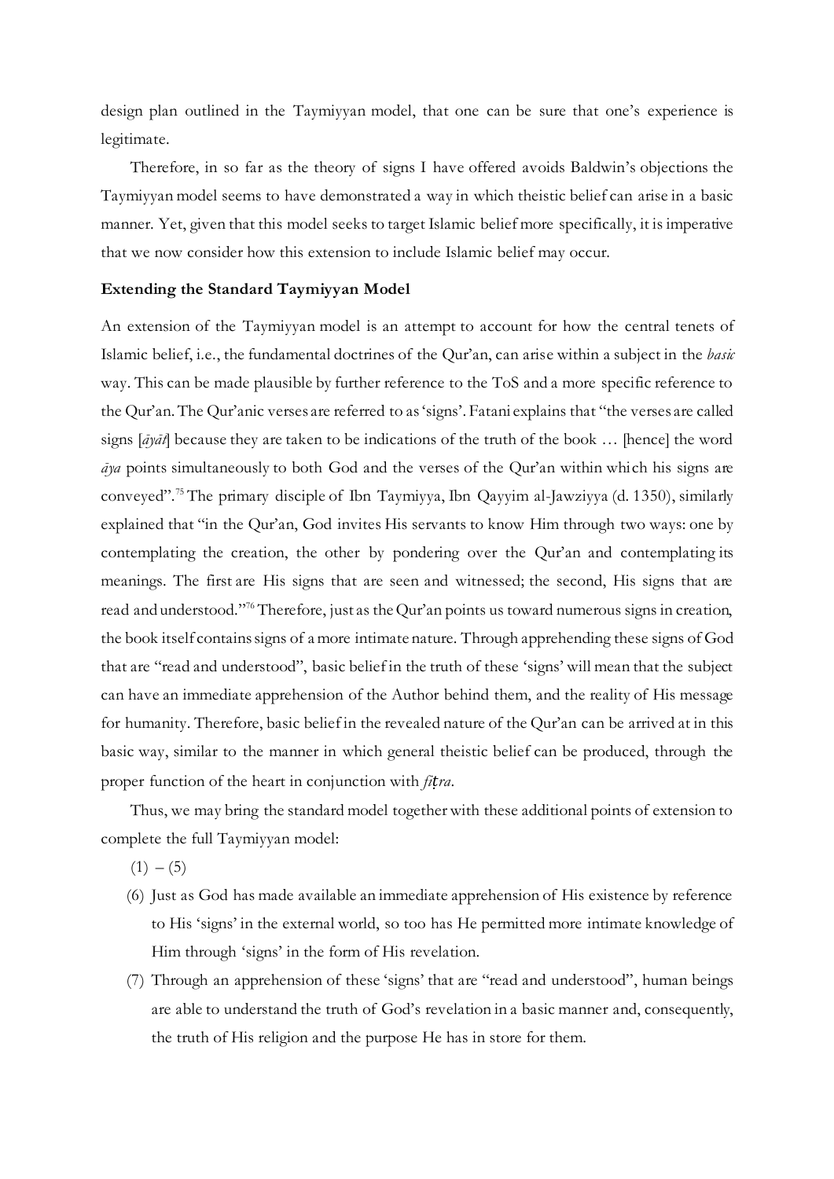design plan outlined in the Taymiyyan model, that one can be sure that one's experience is legitimate.

Therefore, in so far as the theory of signs I have offered avoids Baldwin's objections the Taymiyyan model seems to have demonstrated a way in which theistic belief can arise in a basic manner. Yet, given that this model seeks to target Islamic belief more specifically, it is imperative that we now consider how this extension to include Islamic belief may occur.

**Extending the Standard Taymiyyan Model**

An extension of the Taymiyyan model is an attempt to account for how the central tenets of Islamic belief, i.e., the fundamental doctrines of the Qur'an, can arise within a subject in the *basic* way. This can be made plausible by further reference to the ToS and a more specific reference to the Qur'an. The Qur'anic verses are referred to as 'signs'. Fatani explains that "the verses are called signs [*āyāt*] because they are taken to be indications of the truth of the book … [hence] the word *āya* points simultaneously to both God and the verses of the Qur'an within which his signs are conveyed".[75] The primary disciple of Ibn Taymiyya, Ibn Qayyim al-Jawziyya (d. 1350), similarly explained that "in the Qur'an, God invites His servants to know Him through two ways: one by contemplating the creation, the other by pondering over the Qur'an and contemplating its meanings. The first are His signs that are seen and witnessed; the second, His signs that are read and understood."[76] Therefore, just as the Qur'an points us toward numerous signs in creation, the book itself contains signs of a more intimate nature. Through apprehending these signs of God that are "read and understood", basic belief in the truth of these 'signs' will mean that the subject can have an immediate apprehension of the Author behind them, and the reality of His message for humanity. Therefore, basic belief in the revealed nature of the Qur'an can be arrived at in this basic way, similar to the manner in which general theistic belief can be produced, through the proper function of the heart in conjunction with *fiṭra*.

Thus, we may bring the standard model together with these additional points of extension to complete the full Taymiyyan model:

(1) – (5)

(6) Just as God has made available an immediate apprehension of His existence by reference to His 'signs' in the external world, so too has He permitted more intimate knowledge of Him through 'signs' in the form of His revelation.

(7) Through an apprehension of these 'signs' that are "read and understood", human beings are able to understand the truth of God's revelation in a basic manner and, consequently, the truth of His religion and the purpose He has in store for them.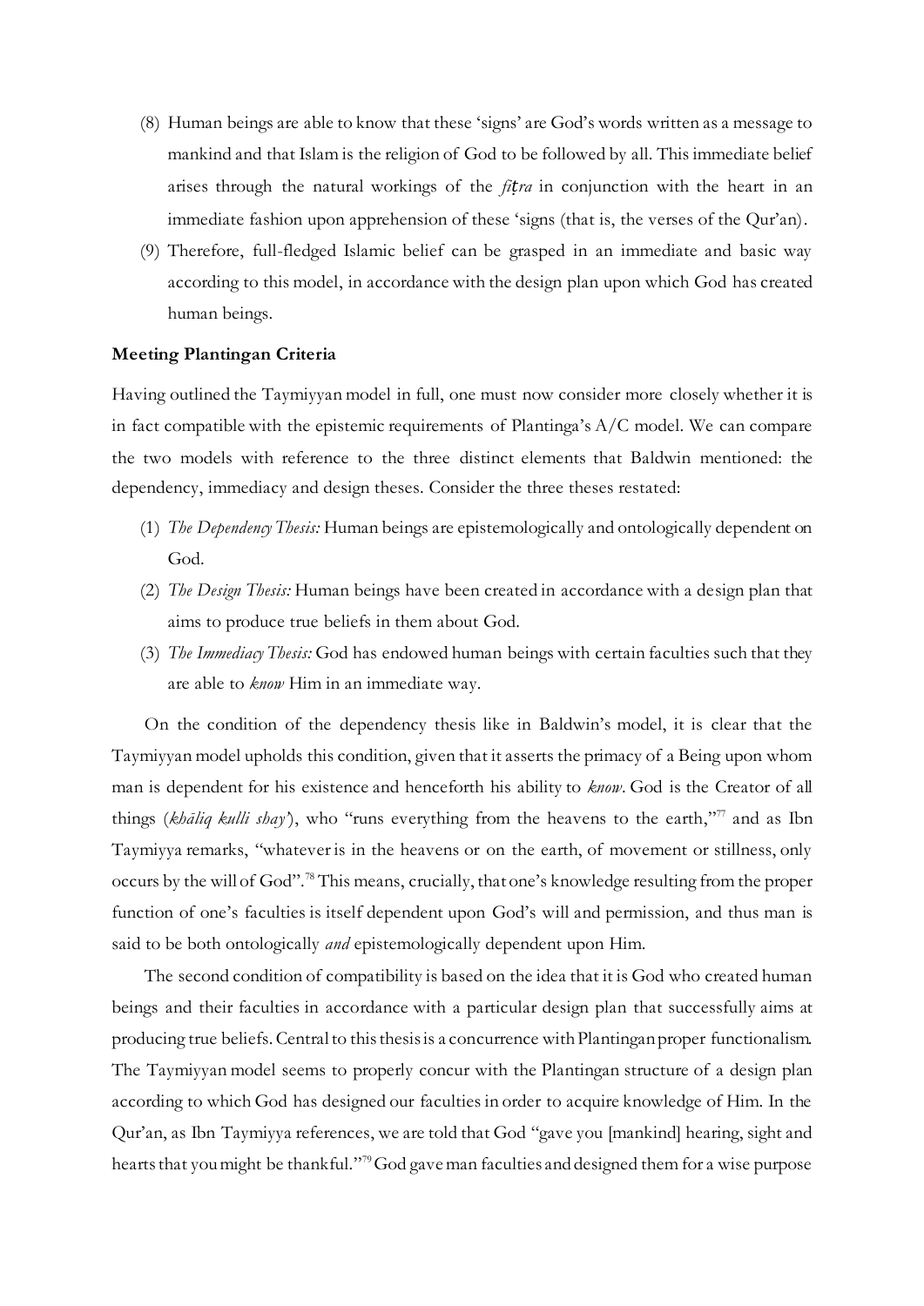(8) Human beings are able to know that these 'signs' are God's words written as a message to mankind and that Islam is the religion of God to be followed by all. This immediate belief arises through the natural workings of the *fiṭra* in conjunction with the heart in an immediate fashion upon apprehension of these 'signs (that is, the verses of the Qur'an).

(9) Therefore, full-fledged Islamic belief can be grasped in an immediate and basic way according to this model, in accordance with the design plan upon which God has created human beings.

**Meeting Plantingan Criteria**

Having outlined the Taymiyyan model in full, one must now consider more closely whether it is in fact compatible with the epistemic requirements of Plantinga's A/C model. We can compare the two models with reference to the three distinct elements that Baldwin mentioned: the dependency, immediacy and design theses. Consider the three theses restated:

(1) *The Dependency Thesis:* Human beings are epistemologically and ontologically dependent on God.

(2) *The Design Thesis:* Human beings have been created in accordance with a design plan that aims to produce true beliefs in them about God.

(3) *The Immediacy Thesis:* God has endowed human beings with certain faculties such that they are able to *know* Him in an immediate way.

On the condition of the dependency thesis like in Baldwin's model, it is clear that the Taymiyyan model upholds this condition, given that it asserts the primacy of a Being upon whom man is dependent for his existence and henceforth his ability to *know*. God is the Creator of all things (*khāliq kulli shay'*), who "runs everything from the heavens to the earth,"[77] and as Ibn Taymiyya remarks, "whatever is in the heavens or on the earth, of movement or stillness, only occurs by the will of God".[78] This means, crucially, that one's knowledge resulting from the proper function of one's faculties is itself dependent upon God's will and permission, and thus man is said to be both ontologically *and* epistemologically dependent upon Him.

The second condition of compatibility is based on the idea that it is God who created human beings and their faculties in accordance with a particular design plan that successfully aims at producing true beliefs. Central to this thesis is a concurrence with Plantingan proper functionalism. The Taymiyyan model seems to properly concur with the Plantingan structure of a design plan according to which God has designed our faculties in order to acquire knowledge of Him. In the Qur'an, as Ibn Taymiyya references, we are told that God "gave you [mankind] hearing, sight and hearts that you might be thankful."[79] God gave man faculties and designed them for a wise purpose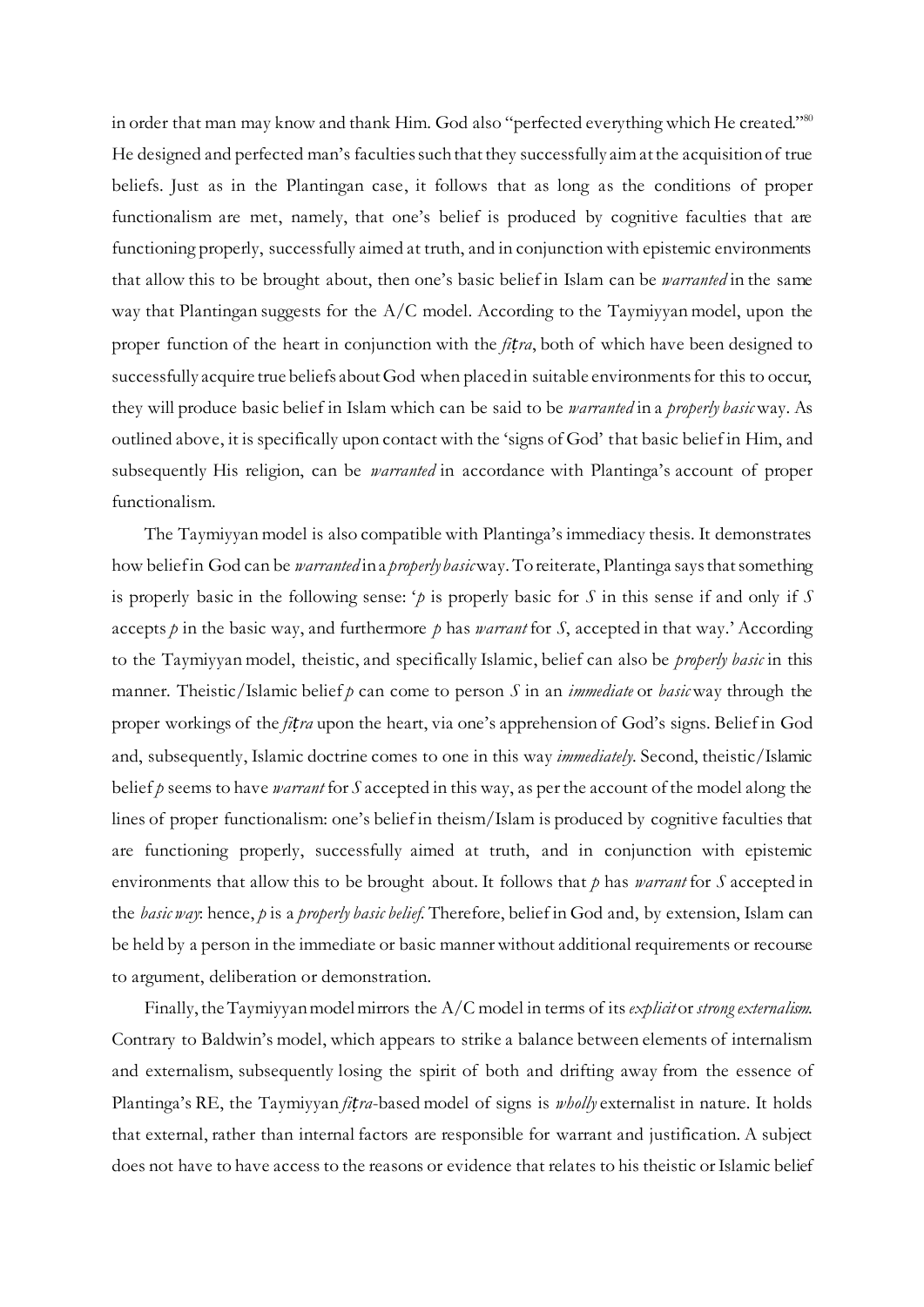in order that man may know and thank Him. God also "perfected everything which He created."[80] He designed and perfected man's faculties such that they successfully aim at the acquisition of true beliefs. Just as in the Plantingan case, it follows that as long as the conditions of proper functionalism are met, namely, that one's belief is produced by cognitive faculties that are functioning properly, successfully aimed at truth, and in conjunction with epistemic environments that allow this to be brought about, then one's basic belief in Islam can be *warranted* in the same way that Plantingan suggests for the A/C model. According to the Taymiyyan model, upon the proper function of the heart in conjunction with the *fiṭra*, both of which have been designed to successfully acquire true beliefs about God when placed in suitable environments for this to occur, they will produce basic belief in Islam which can be said to be *warranted* in a *properly basic* way. As outlined above, it is specifically upon contact with the 'signs of God' that basic belief in Him, and subsequently His religion, can be *warranted* in accordance with Plantinga's account of proper functionalism.

The Taymiyyan model is also compatible with Plantinga's immediacy thesis. It demonstrates how belief in God can be *warranted* in a *properly basic* way. To reiterate, Plantinga says that something is properly basic in the following sense: '*p* is properly basic for *S* in this sense if and only if *S* accepts *p* in the basic way, and furthermore *p* has *warrant* for *S*, accepted in that way.' According to the Taymiyyan model, theistic, and specifically Islamic, belief can also be *properly basic* in this manner. Theistic/Islamic belief *p* can come to person *S* in an *immediate* or *basic* way through the proper workings of the *fiṭra* upon the heart, via one's apprehension of God's signs. Belief in God and, subsequently, Islamic doctrine comes to one in this way *immediately*. Second, theistic/Islamic belief *p* seems to have *warrant* for *S* accepted in this way, as per the account of the model along the lines of proper functionalism: one's belief in theism/Islam is produced by cognitive faculties that are functioning properly, successfully aimed at truth, and in conjunction with epistemic environments that allow this to be brought about. It follows that *p* has *warrant* for *S* accepted in the *basic way*: hence, *p* is a *properly basic belief*. Therefore, belief in God and, by extension, Islam can be held by a person in the immediate or basic manner without additional requirements or recourse to argument, deliberation or demonstration.

Finally, the Taymiyyan model mirrors the A/C model in terms of its *explicit* or *strong externalism*. Contrary to Baldwin's model, which appears to strike a balance between elements of internalism and externalism, subsequently losing the spirit of both and drifting away from the essence of Plantinga's RE, the Taymiyyan *fiṭra*-based model of signs is *wholly* externalist in nature. It holds that external, rather than internal factors are responsible for warrant and justification. A subject does not have to have access to the reasons or evidence that relates to his theistic or Islamic belief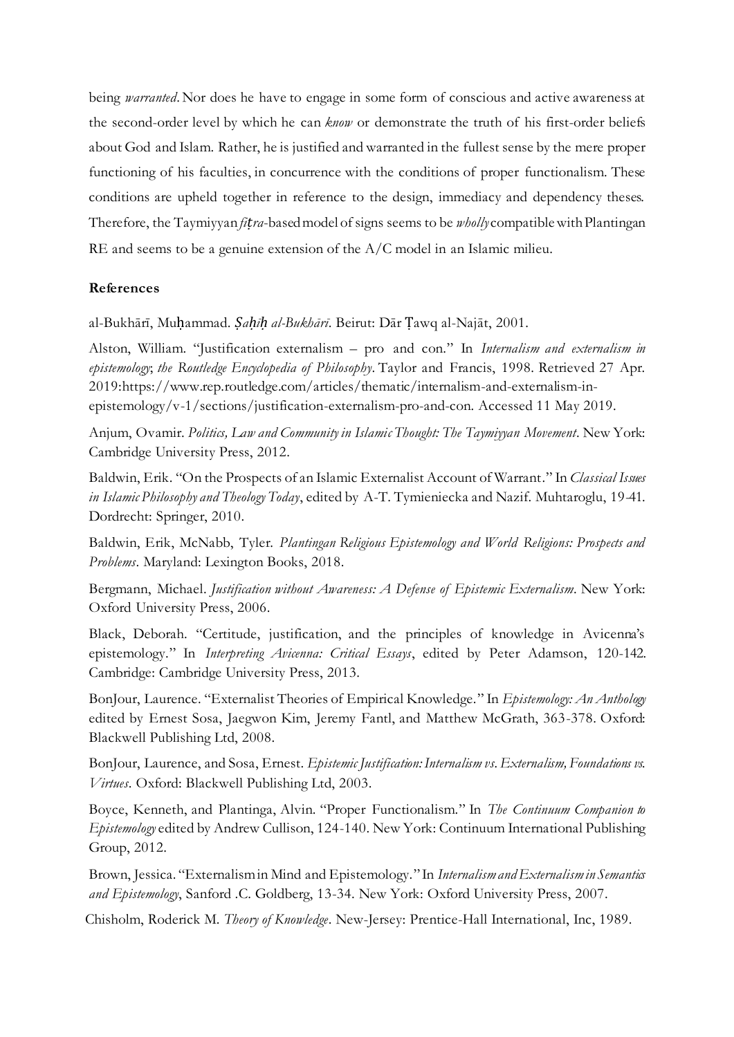being *warranted*. Nor does he have to engage in some form of conscious and active awareness at the second-order level by which he can *know* or demonstrate the truth of his first-order beliefs about God and Islam. Rather, he is justified and warranted in the fullest sense by the mere proper functioning of his faculties, in concurrence with the conditions of proper functionalism. These conditions are upheld together in reference to the design, immediacy and dependency theses. Therefore, the Taymiyyan *fiṭra*-based model of signs seems to be *wholly* compatible with Plantingan RE and seems to be a genuine extension of the A/C model in an Islamic milieu.

**References**

al-Bukhārī, Muḥammad. *Ṣaḥīḥ al-Bukhārī*. Beirut: Dār Ṭawq al-Najāt, 2001.

Alston, William. "Justification externalism – pro and con." In *Internalism and externalism in epistemology*; *the Routledge Encyclopedia of Philosophy*. Taylor and Francis, 1998. Retrieved 27 Apr. 2019:https://www.rep.routledge.com/articles/thematic/internalism-and-externalism-in-epistemology/v-1/sections/justification-externalism-pro-and-con. Accessed 11 May 2019.

Anjum, Ovamir. *Politics, Law and Community in Islamic Thought: The Taymiyyan Movement*. New York: Cambridge University Press, 2012.

Baldwin, Erik. "On the Prospects of an Islamic Externalist Account of Warrant." In *Classical Issues in Islamic Philosophy and Theology Today*, edited by A-T. Tymieniecka and Nazif. Muhtaroglu, 19-41. Dordrecht: Springer, 2010.

Baldwin, Erik, McNabb, Tyler. *Plantingan Religious Epistemology and World Religions: Prospects and Problems*. Maryland: Lexington Books, 2018.

Bergmann, Michael. *Justification without Awareness: A Defense of Epistemic Externalism*. New York: Oxford University Press, 2006.

Black, Deborah. "Certitude, justification, and the principles of knowledge in Avicenna's epistemology." In *Interpreting Avicenna: Critical Essays*, edited by Peter Adamson, 120-142. Cambridge: Cambridge University Press, 2013.

BonJour, Laurence. "Externalist Theories of Empirical Knowledge." In *Epistemology: An Anthology* edited by Ernest Sosa, Jaegwon Kim, Jeremy Fantl, and Matthew McGrath, 363-378. Oxford: Blackwell Publishing Ltd, 2008.

BonJour, Laurence, and Sosa, Ernest. *Epistemic Justification: Internalism vs. Externalism, Foundations vs. Virtues*. Oxford: Blackwell Publishing Ltd, 2003.

Boyce, Kenneth, and Plantinga, Alvin. "Proper Functionalism." In *The Continuum Companion to Epistemology* edited by Andrew Cullison, 124-140. New York: Continuum International Publishing Group, 2012.

Brown, Jessica. "Externalism in Mind and Epistemology." In *Internalism and Externalism in Semantics and Epistemology*, Sanford .C. Goldberg, 13-34. New York: Oxford University Press, 2007.

Chisholm, Roderick M. *Theory of Knowledge*. New-Jersey: Prentice-Hall International, Inc, 1989.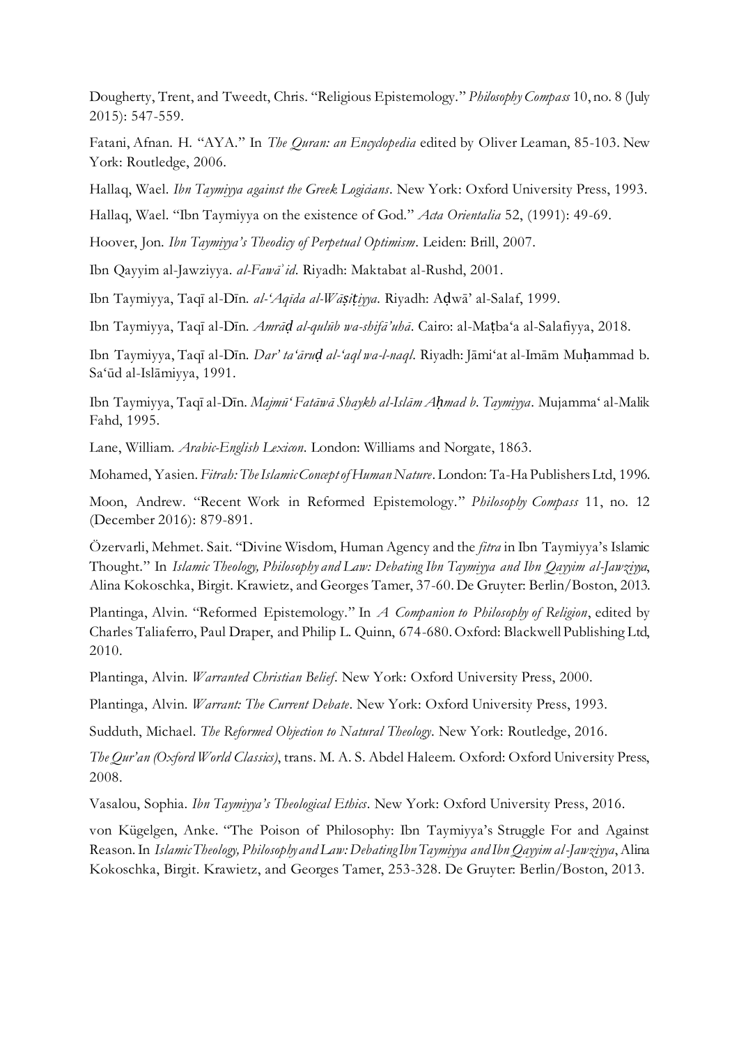Dougherty, Trent, and Tweedt, Chris. "Religious Epistemology." *Philosophy Compass* 10, no. 8 (July 2015): 547-559.

Fatani, Afnan. H. "AYA." In *The Quran: an Encyclopedia* edited by Oliver Leaman, 85-103. New York: Routledge, 2006.

Hallaq, Wael. *Ibn Taymiyya against the Greek Logicians*. New York: Oxford University Press, 1993.

Hallaq, Wael. "Ibn Taymiyya on the existence of God." *Acta Orientalia* 52, (1991): 49-69.

Hoover, Jon. *Ibn Taymiyya's Theodicy of Perpetual Optimism*. Leiden: Brill, 2007.

Ibn Qayyim al-Jawziyya. *al-Fawāʾid*. Riyadh: Maktabat al-Rushd, 2001.

Ibn Taymiyya, Taqī al-Dīn. *al-ʿAqīda al-Wāṣiṭiyya*. Riyadh: Aḍwā' al-Salaf, 1999.

Ibn Taymiyya, Taqī al-Dīn. *Amrāḍ al-qulūb wa-shifā'uhā*. Cairo: al-Maṭbaʿa al-Salafiyya, 2018.

Ibn Taymiyya, Taqī al-Dīn. *Dar' taʿāruḍ al-ʿaql wa-l-naql*. Riyadh: Jāmiʿat al-Imām Muḥammad b. Saʿūd al-Islāmiyya, 1991.

Ibn Taymiyya, Taqī al-Dīn. *Majmūʿ Fatāwā Shaykh al-Islām Aḥmad b. Taymiyya*. Mujammaʿ al-Malik Fahd, 1995.

Lane, William. *Arabic-English Lexicon*. London: Williams and Norgate, 1863.

Mohamed, Yasien. *Fitrah: The Islamic Concept of Human Nature*. London: Ta-Ha Publishers Ltd, 1996.

Moon, Andrew. "Recent Work in Reformed Epistemology." *Philosophy Compass* 11, no. 12 (December 2016): 879-891.

Özervarli, Mehmet. Sait. "Divine Wisdom, Human Agency and the *fitra* in Ibn Taymiyya's Islamic Thought." In *Islamic Theology, Philosophy and Law: Debating Ibn Taymiyya and Ibn Qayyim al-Jawziyya*, Alina Kokoschka, Birgit. Krawietz, and Georges Tamer, 37-60. De Gruyter: Berlin/Boston, 2013.

Plantinga, Alvin. "Reformed Epistemology." In *A Companion to Philosophy of Religion*, edited by Charles Taliaferro, Paul Draper, and Philip L. Quinn, 674-680. Oxford: Blackwell Publishing Ltd, 2010.

Plantinga, Alvin. *Warranted Christian Belief*. New York: Oxford University Press, 2000.

Plantinga, Alvin. *Warrant: The Current Debate*. New York: Oxford University Press, 1993.

Sudduth, Michael. *The Reformed Objection to Natural Theology*. New York: Routledge, 2016.

*The Qur'an (Oxford World Classics)*, trans. M. A. S. Abdel Haleem. Oxford: Oxford University Press, 2008.

Vasalou, Sophia. *Ibn Taymiyya's Theological Ethics*. New York: Oxford University Press, 2016.

von Kügelgen, Anke. "The Poison of Philosophy: Ibn Taymiyya's Struggle For and Against Reason. In *Islamic Theology, Philosophy and Law: Debating Ibn Taymiyya and Ibn Qayyim al-Jawziyya*, Alina Kokoschka, Birgit. Krawietz, and Georges Tamer, 253-328. De Gruyter: Berlin/Boston, 2013.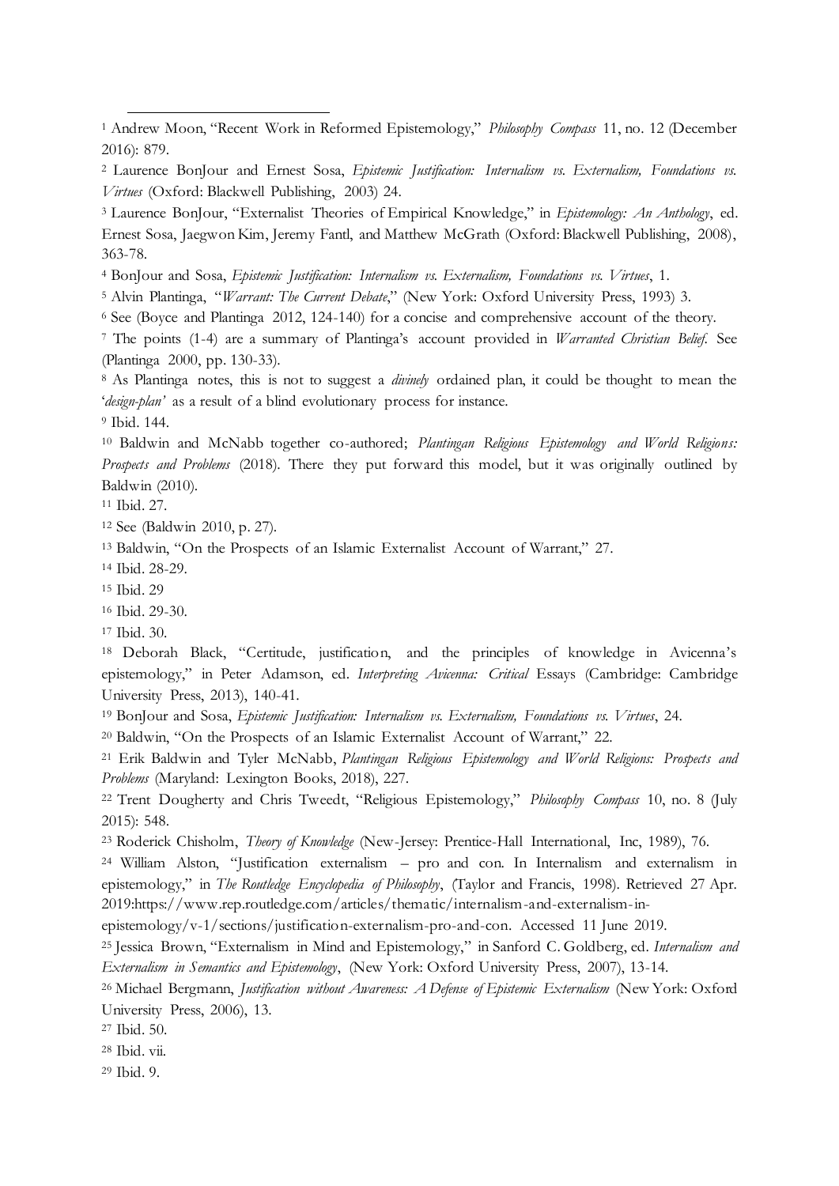[1] Andrew Moon, "Recent Work in Reformed Epistemology," *Philosophy Compass* 11, no. 12 (December 2016): 879.

[2] Laurence BonJour and Ernest Sosa, *Epistemic Justification: Internalism vs. Externalism, Foundations vs. Virtues* (Oxford: Blackwell Publishing, 2003) 24.

[3] Laurence BonJour, "Externalist Theories of Empirical Knowledge," in *Epistemology: An Anthology*, ed. Ernest Sosa, Jaegwon Kim, Jeremy Fantl, and Matthew McGrath (Oxford: Blackwell Publishing, 2008), 363-78.

[4] BonJour and Sosa, *Epistemic Justification: Internalism vs. Externalism, Foundations vs. Virtues*, 1.

[5] Alvin Plantinga, "*Warrant: The Current Debate*," (New York: Oxford University Press, 1993) 3.

[6] See (Boyce and Plantinga 2012, 124-140) for a concise and comprehensive account of the theory.

[7] The points (1-4) are a summary of Plantinga's account provided in *Warranted Christian Belief*. See (Plantinga 2000, pp. 130-33).

[8] As Plantinga notes, this is not to suggest a *divinely* ordained plan, it could be thought to mean the '*design-plan*' as a result of a blind evolutionary process for instance.

[9] Ibid. 144.

[10] Baldwin and McNabb together co-authored; *Plantingan Religious Epistemology and World Religions: Prospects and Problems* (2018). There they put forward this model, but it was originally outlined by Baldwin (2010).

[11] Ibid. 27.

[12] See (Baldwin 2010, p. 27).

[13] Baldwin, "On the Prospects of an Islamic Externalist Account of Warrant," 27.

[14] Ibid. 28-29.

[15] Ibid. 29

[16] Ibid. 29-30.

[17] Ibid. 30.

[18] Deborah Black, "Certitude, justification, and the principles of knowledge in Avicenna's epistemology," in Peter Adamson, ed. *Interpreting Avicenna: Critical* Essays (Cambridge: Cambridge University Press, 2013), 140-41.

[19] BonJour and Sosa, *Epistemic Justification: Internalism vs. Externalism, Foundations vs. Virtues*, 24.

[20] Baldwin, "On the Prospects of an Islamic Externalist Account of Warrant," 22.

[21] Erik Baldwin and Tyler McNabb, *Plantingan Religious Epistemology and World Religions: Prospects and Problems* (Maryland: Lexington Books, 2018), 227.

[22] Trent Dougherty and Chris Tweedt, "Religious Epistemology," *Philosophy Compass* 10, no. 8 (July 2015): 548.

[23] Roderick Chisholm, *Theory of Knowledge* (New-Jersey: Prentice-Hall International, Inc, 1989), 76.

[24] William Alston, "Justification externalism – pro and con. In Internalism and externalism in epistemology," in *The Routledge Encyclopedia of Philosophy*, (Taylor and Francis, 1998). Retrieved 27 Apr. 2019:https://www.rep.routledge.com/articles/thematic/internalism-and-externalism-in-epistemology/v-1/sections/justification-externalism-pro-and-con. Accessed 11 June 2019.

[25] Jessica Brown, "Externalism in Mind and Epistemology," in Sanford C. Goldberg, ed. *Internalism and Externalism in Semantics and Epistemology*, (New York: Oxford University Press, 2007), 13-14.

[26] Michael Bergmann, *Justification without Awareness: A Defense of Epistemic Externalism* (New York: Oxford University Press, 2006), 13.

[27] Ibid. 50.

[28] Ibid. vii.

[29] Ibid. 9.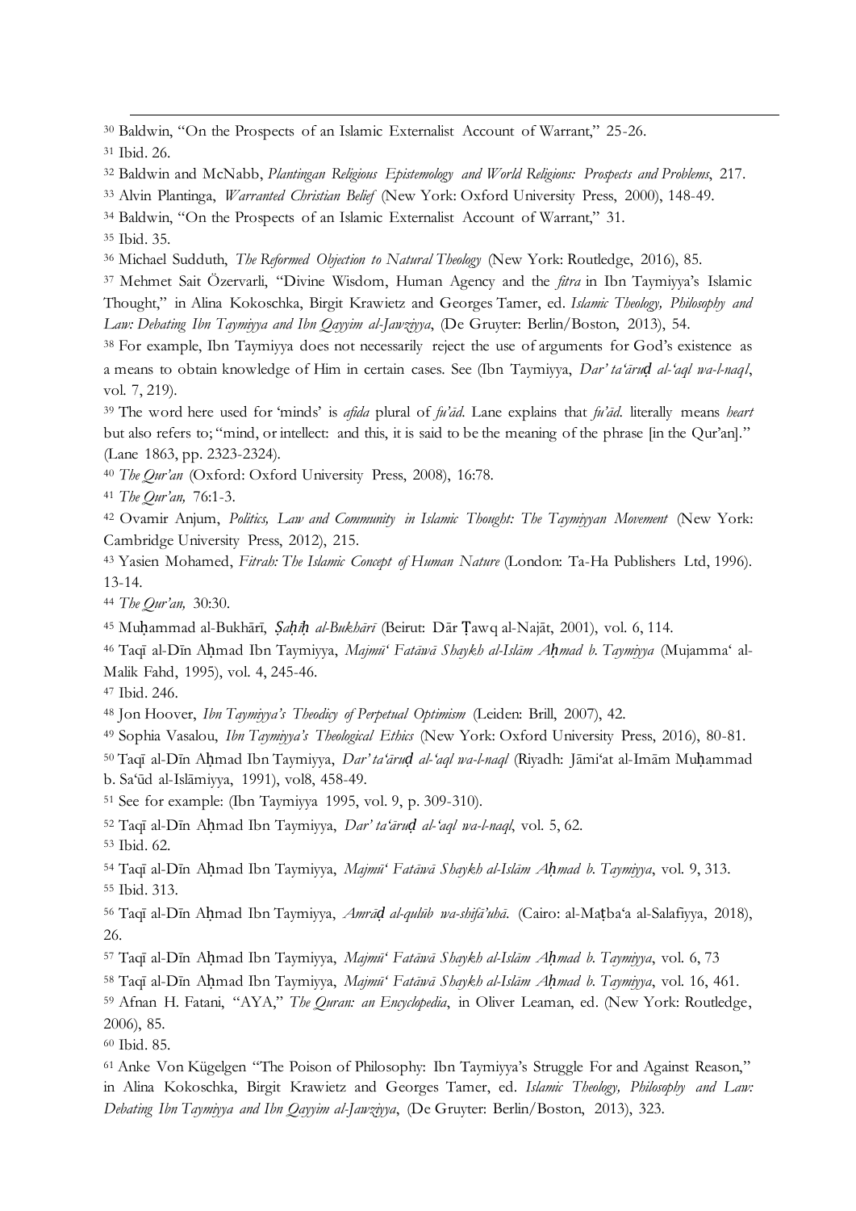[30] Baldwin, "On the Prospects of an Islamic Externalist Account of Warrant," 25-26.

[31] Ibid. 26.

[32] Baldwin and McNabb, *Plantingan Religious Epistemology and World Religions: Prospects and Problems*, 217.

[33] Alvin Plantinga, *Warranted Christian Belief* (New York: Oxford University Press, 2000), 148-49.

[34] Baldwin, "On the Prospects of an Islamic Externalist Account of Warrant," 31.

[35] Ibid. 35.

[36] Michael Sudduth, *The Reformed Objection to Natural Theology* (New York: Routledge, 2016), 85.

[37] Mehmet Sait Özervarli, "Divine Wisdom, Human Agency and the *fitra* in Ibn Taymiyya's Islamic Thought," in Alina Kokoschka, Birgit Krawietz and Georges Tamer, ed. *Islamic Theology, Philosophy and Law: Debating Ibn Taymiyya and Ibn Qayyim al-Jawziyya*, (De Gruyter: Berlin/Boston, 2013), 54.

[38] For example, Ibn Taymiyya does not necessarily reject the use of arguments for God's existence as a means to obtain knowledge of Him in certain cases. See (Ibn Taymiyya, *Dar' ta'āruḍ al-'aql wa-l-naql*, vol. 7, 219).

[39] The word here used for 'minds' is *afida* plural of *fu'ād*. Lane explains that *fu'ād*. literally means *heart* but also refers to; "mind, or intellect: and this, it is said to be the meaning of the phrase [in the Qur'an]." (Lane 1863, pp. 2323-2324).

[40] *The Qur'an* (Oxford: Oxford University Press, 2008), 16:78.

[41] *The Qur'an,* 76:1-3.

[42] Ovamir Anjum, *Politics, Law and Community in Islamic Thought: The Taymiyyan Movement* (New York: Cambridge University Press, 2012), 215.

[43] Yasien Mohamed, *Fitrah: The Islamic Concept of Human Nature* (London: Ta-Ha Publishers Ltd, 1996). 13-14.

[44] *The Qur'an,* 30:30.

[45] Muḥammad al-Bukhārī, *Ṣaḥīḥ al-Bukhārī* (Beirut: Dār Ṭawq al-Najāt, 2001), vol. 6, 114.

[46] Taqī al-Dīn Aḥmad Ibn Taymiyya, *Majmū' Fatāwā Shaykh al-Islām Aḥmad b. Taymiyya* (Mujamma' al-Malik Fahd, 1995), vol. 4, 245-46.

[47] Ibid. 246.

[48] Jon Hoover, *Ibn Taymiyya's Theodicy of Perpetual Optimism* (Leiden: Brill, 2007), 42.

[49] Sophia Vasalou, *Ibn Taymiyya's Theological Ethics* (New York: Oxford University Press, 2016), 80-81.

[50] Taqī al-Dīn Aḥmad Ibn Taymiyya, *Dar' ta'āruḍ al-'aql wa-l-naql* (Riyadh: Jāmi'at al-Imām Muḥammad b. Sa'ūd al-Islāmiyya, 1991), vol8, 458-49.

[51] See for example: (Ibn Taymiyya 1995, vol. 9, p. 309-310).

[52] Taqī al-Dīn Aḥmad Ibn Taymiyya, *Dar' ta'āruḍ al-'aql wa-l-naql*, vol. 5, 62.

[53] Ibid. 62.

[54] Taqī al-Dīn Aḥmad Ibn Taymiyya, *Majmū' Fatāwā Shaykh al-Islām Aḥmad b. Taymiyya*, vol. 9, 313.

[55] Ibid. 313.

[56] Taqī al-Dīn Aḥmad Ibn Taymiyya, *Amrāḍ al-qulūb wa-shifā'uhā*. (Cairo: al-Maṭba'a al-Salafiyya, 2018), 26.

[57] Taqī al-Dīn Aḥmad Ibn Taymiyya, *Majmū' Fatāwā Shaykh al-Islām Aḥmad b. Taymiyya*, vol. 6, 73

[58] Taqī al-Dīn Aḥmad Ibn Taymiyya, *Majmū' Fatāwā Shaykh al-Islām Aḥmad b. Taymiyya*, vol. 16, 461.

[59] Afnan H. Fatani, "AYA," *The Quran: an Encyclopedia*, in Oliver Leaman, ed. (New York: Routledge, 2006), 85.

[60] Ibid. 85.

[61] Anke Von Kügelgen "The Poison of Philosophy: Ibn Taymiyya's Struggle For and Against Reason," in Alina Kokoschka, Birgit Krawietz and Georges Tamer, ed. *Islamic Theology, Philosophy and Law: Debating Ibn Taymiyya and Ibn Qayyim al-Jawziyya*, (De Gruyter: Berlin/Boston, 2013), 323.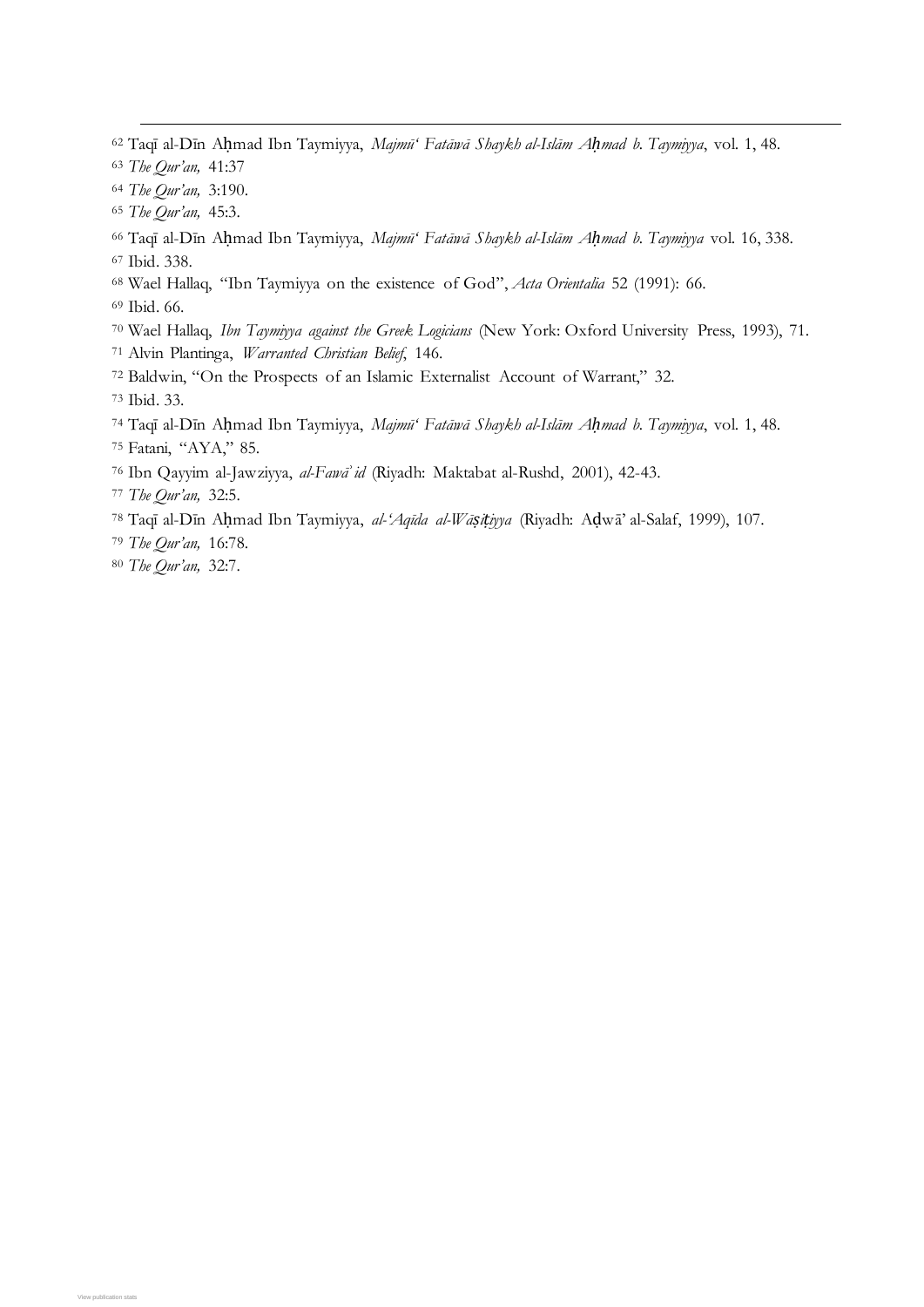[62] Taqī al-Dīn Aḥmad Ibn Taymiyya, *Majmū' Fatāwā Shaykh al-Islām Aḥmad b. Taymiyya*, vol. 1, 48.

[63] *The Qur'an,* 41:37

[64] *The Qur'an,* 3:190.

[65] *The Qur'an,* 45:3.

[66] Taqī al-Dīn Aḥmad Ibn Taymiyya, *Majmū' Fatāwā Shaykh al-Islām Aḥmad b. Taymiyya* vol. 16, 338.

[67] Ibid. 338.

[68] Wael Hallaq, "Ibn Taymiyya on the existence of God", *Acta Orientalia* 52 (1991): 66.

[69] Ibid. 66.

[70] Wael Hallaq, *Ibn Taymiyya against the Greek Logicians* (New York: Oxford University Press, 1993), 71.

[71] Alvin Plantinga, *Warranted Christian Belief*, 146.

[72] Baldwin, "On the Prospects of an Islamic Externalist Account of Warrant," 32.

[73] Ibid. 33.

[74] Taqī al-Dīn Aḥmad Ibn Taymiyya, *Majmū' Fatāwā Shaykh al-Islām Aḥmad b. Taymiyya*, vol. 1, 48.

[75] Fatani, "AYA," 85.

[76] Ibn Qayyim al-Jawziyya, *al-Fawā'id* (Riyadh: Maktabat al-Rushd, 2001), 42-43.

[77] *The Qur'an,* 32:5.

[78] Taqī al-Dīn Aḥmad Ibn Taymiyya, *al-'Aqīda al-Wāṣiṭiyya* (Riyadh: Aḍwā' al-Salaf, 1999), 107.

[79] *The Qur'an,* 16:78.

[80] *The Qur'an,* 32:7.